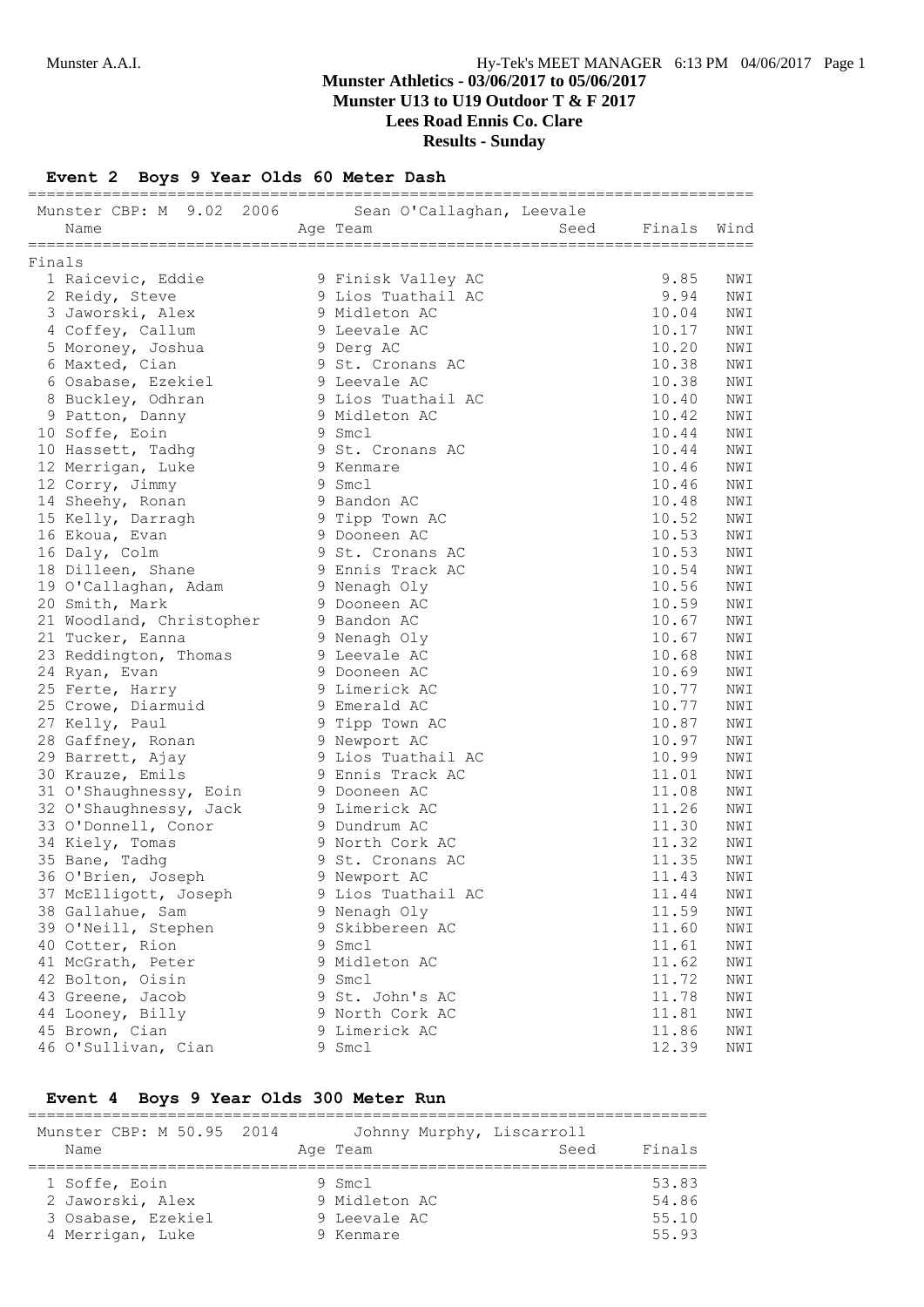## Munster Athletics - 03/06/2017 to 05/06/2017
## Munster U13 to U19 Outdoor T & F 2017
## Lees Road Ennis Co. Clare
## Results - Sunday

### Event 2 Boys 9 Year Olds 60 Meter Dash

Munster CBP: M 9.02 2006 Sean O'Callaghan, Leevale

| Place | Name | Age | Team | Seed | Finals | Wind |
|---|---|---|---|---|---|---|
| **Finals** | | | | | | |
| 1 | Raicevic, Eddie | 9 | Finisk Valley AC | | 9.85 | NWI |
| 2 | Reidy, Steve | 9 | Lios Tuathail AC | | 9.94 | NWI |
| 3 | Jaworski, Alex | 9 | Midleton AC | | 10.04 | NWI |
| 4 | Coffey, Callum | 9 | Leevale AC | | 10.17 | NWI |
| 5 | Moroney, Joshua | 9 | Derg AC | | 10.20 | NWI |
| 6 | Maxted, Cian | 9 | St. Cronans AC | | 10.38 | NWI |
| 6 | Osabase, Ezekiel | 9 | Leevale AC | | 10.38 | NWI |
| 8 | Buckley, Odhran | 9 | Lios Tuathail AC | | 10.40 | NWI |
| 9 | Patton, Danny | 9 | Midleton AC | | 10.42 | NWI |
| 10 | Soffe, Eoin | 9 | Smcl | | 10.44 | NWI |
| 10 | Hassett, Tadhg | 9 | St. Cronans AC | | 10.44 | NWI |
| 12 | Merrigan, Luke | 9 | Kenmare | | 10.46 | NWI |
| 12 | Corry, Jimmy | 9 | Smcl | | 10.46 | NWI |
| 14 | Sheehy, Ronan | 9 | Bandon AC | | 10.48 | NWI |
| 15 | Kelly, Darragh | 9 | Tipp Town AC | | 10.52 | NWI |
| 16 | Ekoua, Evan | 9 | Dooneen AC | | 10.53 | NWI |
| 16 | Daly, Colm | 9 | St. Cronans AC | | 10.53 | NWI |
| 18 | Dilleen, Shane | 9 | Ennis Track AC | | 10.54 | NWI |
| 19 | O'Callaghan, Adam | 9 | Nenagh Oly | | 10.56 | NWI |
| 20 | Smith, Mark | 9 | Dooneen AC | | 10.59 | NWI |
| 21 | Woodland, Christopher | 9 | Bandon AC | | 10.67 | NWI |
| 21 | Tucker, Eanna | 9 | Nenagh Oly | | 10.67 | NWI |
| 23 | Reddington, Thomas | 9 | Leevale AC | | 10.68 | NWI |
| 24 | Ryan, Evan | 9 | Dooneen AC | | 10.69 | NWI |
| 25 | Ferte, Harry | 9 | Limerick AC | | 10.77 | NWI |
| 25 | Crowe, Diarmuid | 9 | Emerald AC | | 10.77 | NWI |
| 27 | Kelly, Paul | 9 | Tipp Town AC | | 10.87 | NWI |
| 28 | Gaffney, Ronan | 9 | Newport AC | | 10.97 | NWI |
| 29 | Barrett, Ajay | 9 | Lios Tuathail AC | | 10.99 | NWI |
| 30 | Krauze, Emils | 9 | Ennis Track AC | | 11.01 | NWI |
| 31 | O'Shaughnessy, Eoin | 9 | Dooneen AC | | 11.08 | NWI |
| 32 | O'Shaughnessy, Jack | 9 | Limerick AC | | 11.26 | NWI |
| 33 | O'Donnell, Conor | 9 | Dundrum AC | | 11.30 | NWI |
| 34 | Kiely, Tomas | 9 | North Cork AC | | 11.32 | NWI |
| 35 | Bane, Tadhg | 9 | St. Cronans AC | | 11.35 | NWI |
| 36 | O'Brien, Joseph | 9 | Newport AC | | 11.43 | NWI |
| 37 | McElligott, Joseph | 9 | Lios Tuathail AC | | 11.44 | NWI |
| 38 | Gallahue, Sam | 9 | Nenagh Oly | | 11.59 | NWI |
| 39 | O'Neill, Stephen | 9 | Skibbereen AC | | 11.60 | NWI |
| 40 | Cotter, Rion | 9 | Smcl | | 11.61 | NWI |
| 41 | McGrath, Peter | 9 | Midleton AC | | 11.62 | NWI |
| 42 | Bolton, Oisin | 9 | Smcl | | 11.72 | NWI |
| 43 | Greene, Jacob | 9 | St. John's AC | | 11.78 | NWI |
| 44 | Looney, Billy | 9 | North Cork AC | | 11.81 | NWI |
| 45 | Brown, Cian | 9 | Limerick AC | | 11.86 | NWI |
| 46 | O'Sullivan, Cian | 9 | Smcl | | 12.39 | NWI |

### Event 4 Boys 9 Year Olds 300 Meter Run

Munster CBP: M 50.95 2014 Johnny Murphy, Liscarroll

| Place | Name | Age | Team | Seed | Finals |
|---|---|---|---|---|---|
| 1 | Soffe, Eoin | 9 | Smcl | | 53.83 |
| 2 | Jaworski, Alex | 9 | Midleton AC | | 54.86 |
| 3 | Osabase, Ezekiel | 9 | Leevale AC | | 55.10 |
| 4 | Merrigan, Luke | 9 | Kenmare | | 55.93 |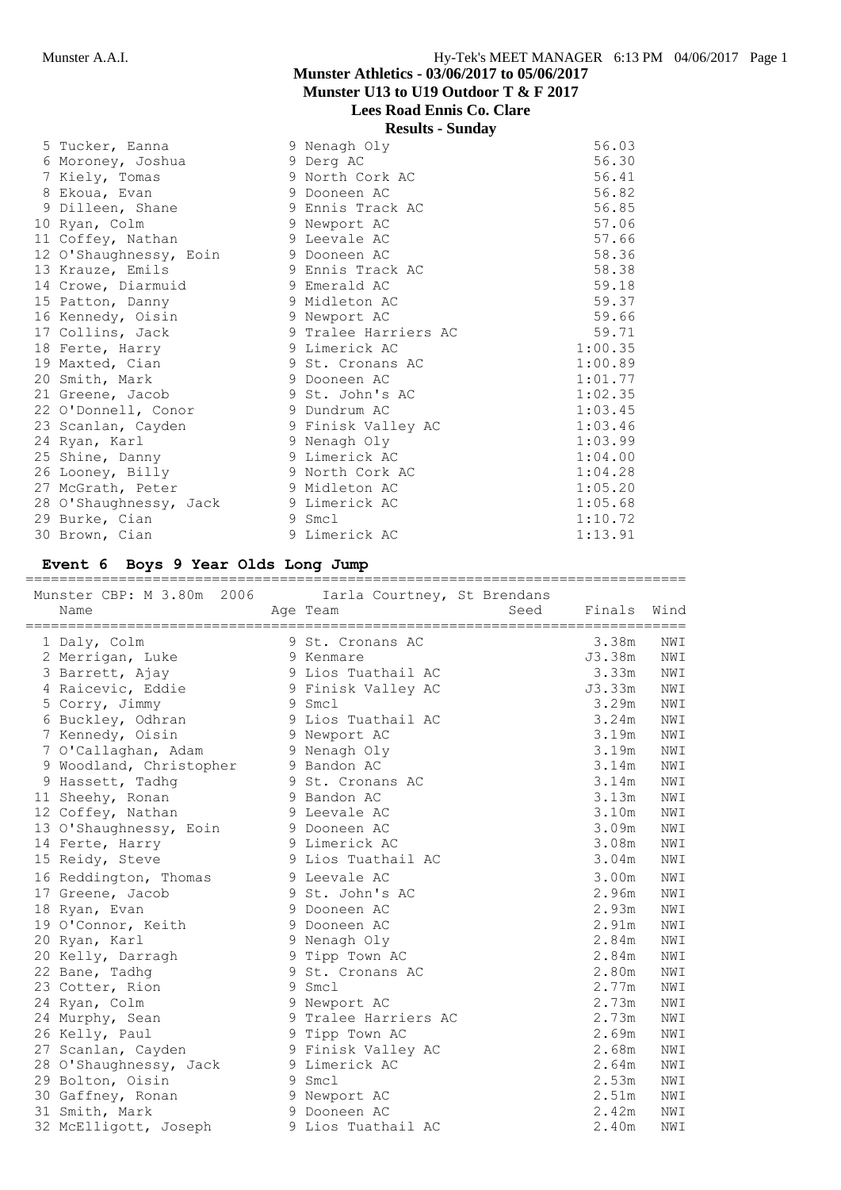## Munster Athletics - 03/06/2017 to 05/06/2017
## Munster U13 to U19 Outdoor T & F 2017
## Lees Road Ennis Co. Clare
## Results - Sunday

| Place | Name | Age | Team | Finals |
|---|---|---|---|---|
| 5 | Tucker, Eanna | 9 | Nenagh Oly | 56.03 |
| 6 | Moroney, Joshua | 9 | Derg AC | 56.30 |
| 7 | Kiely, Tomas | 9 | North Cork AC | 56.41 |
| 8 | Ekoua, Evan | 9 | Dooneen AC | 56.82 |
| 9 | Dilleen, Shane | 9 | Ennis Track AC | 56.85 |
| 10 | Ryan, Colm | 9 | Newport AC | 57.06 |
| 11 | Coffey, Nathan | 9 | Leevale AC | 57.66 |
| 12 | O'Shaughnessy, Eoin | 9 | Dooneen AC | 58.36 |
| 13 | Krauze, Emils | 9 | Ennis Track AC | 58.38 |
| 14 | Crowe, Diarmuid | 9 | Emerald AC | 59.18 |
| 15 | Patton, Danny | 9 | Midleton AC | 59.37 |
| 16 | Kennedy, Oisin | 9 | Newport AC | 59.66 |
| 17 | Collins, Jack | 9 | Tralee Harriers AC | 59.71 |
| 18 | Ferte, Harry | 9 | Limerick AC | 1:00.35 |
| 19 | Maxted, Cian | 9 | St. Cronans AC | 1:00.89 |
| 20 | Smith, Mark | 9 | Dooneen AC | 1:01.77 |
| 21 | Greene, Jacob | 9 | St. John's AC | 1:02.35 |
| 22 | O'Donnell, Conor | 9 | Dundrum AC | 1:03.45 |
| 23 | Scanlan, Cayden | 9 | Finisk Valley AC | 1:03.46 |
| 24 | Ryan, Karl | 9 | Nenagh Oly | 1:03.99 |
| 25 | Shine, Danny | 9 | Limerick AC | 1:04.00 |
| 26 | Looney, Billy | 9 | North Cork AC | 1:04.28 |
| 27 | McGrath, Peter | 9 | Midleton AC | 1:05.20 |
| 28 | O'Shaughnessy, Jack | 9 | Limerick AC | 1:05.68 |
| 29 | Burke, Cian | 9 | Smcl | 1:10.72 |
| 30 | Brown, Cian | 9 | Limerick AC | 1:13.91 |

### Event 6 Boys 9 Year Olds Long Jump

Munster CBP: M 3.80m 2006 Iarla Courtney, St Brendans

| Place | Name | Age | Team | Seed | Finals | Wind |
|---|---|---|---|---|---|---|
| 1 | Daly, Colm | 9 | St. Cronans AC | | 3.38m | NWI |
| 2 | Merrigan, Luke | 9 | Kenmare | | J3.38m | NWI |
| 3 | Barrett, Ajay | 9 | Lios Tuathail AC | | 3.33m | NWI |
| 4 | Raicevic, Eddie | 9 | Finisk Valley AC | | J3.33m | NWI |
| 5 | Corry, Jimmy | 9 | Smcl | | 3.29m | NWI |
| 6 | Buckley, Odhran | 9 | Lios Tuathail AC | | 3.24m | NWI |
| 7 | Kennedy, Oisin | 9 | Newport AC | | 3.19m | NWI |
| 7 | O'Callaghan, Adam | 9 | Nenagh Oly | | 3.19m | NWI |
| 9 | Woodland, Christopher | 9 | Bandon AC | | 3.14m | NWI |
| 9 | Hassett, Tadhg | 9 | St. Cronans AC | | 3.14m | NWI |
| 11 | Sheehy, Ronan | 9 | Bandon AC | | 3.13m | NWI |
| 12 | Coffey, Nathan | 9 | Leevale AC | | 3.10m | NWI |
| 13 | O'Shaughnessy, Eoin | 9 | Dooneen AC | | 3.09m | NWI |
| 14 | Ferte, Harry | 9 | Limerick AC | | 3.08m | NWI |
| 15 | Reidy, Steve | 9 | Lios Tuathail AC | | 3.04m | NWI |
| 16 | Reddington, Thomas | 9 | Leevale AC | | 3.00m | NWI |
| 17 | Greene, Jacob | 9 | St. John's AC | | 2.96m | NWI |
| 18 | Ryan, Evan | 9 | Dooneen AC | | 2.93m | NWI |
| 19 | O'Connor, Keith | 9 | Dooneen AC | | 2.91m | NWI |
| 20 | Ryan, Karl | 9 | Nenagh Oly | | 2.84m | NWI |
| 20 | Kelly, Darragh | 9 | Tipp Town AC | | 2.84m | NWI |
| 22 | Bane, Tadhg | 9 | St. Cronans AC | | 2.80m | NWI |
| 23 | Cotter, Rion | 9 | Smcl | | 2.77m | NWI |
| 24 | Ryan, Colm | 9 | Newport AC | | 2.73m | NWI |
| 24 | Murphy, Sean | 9 | Tralee Harriers AC | | 2.73m | NWI |
| 26 | Kelly, Paul | 9 | Tipp Town AC | | 2.69m | NWI |
| 27 | Scanlan, Cayden | 9 | Finisk Valley AC | | 2.68m | NWI |
| 28 | O'Shaughnessy, Jack | 9 | Limerick AC | | 2.64m | NWI |
| 29 | Bolton, Oisin | 9 | Smcl | | 2.53m | NWI |
| 30 | Gaffney, Ronan | 9 | Newport AC | | 2.51m | NWI |
| 31 | Smith, Mark | 9 | Dooneen AC | | 2.42m | NWI |
| 32 | McElligott, Joseph | 9 | Lios Tuathail AC | | 2.40m | NWI |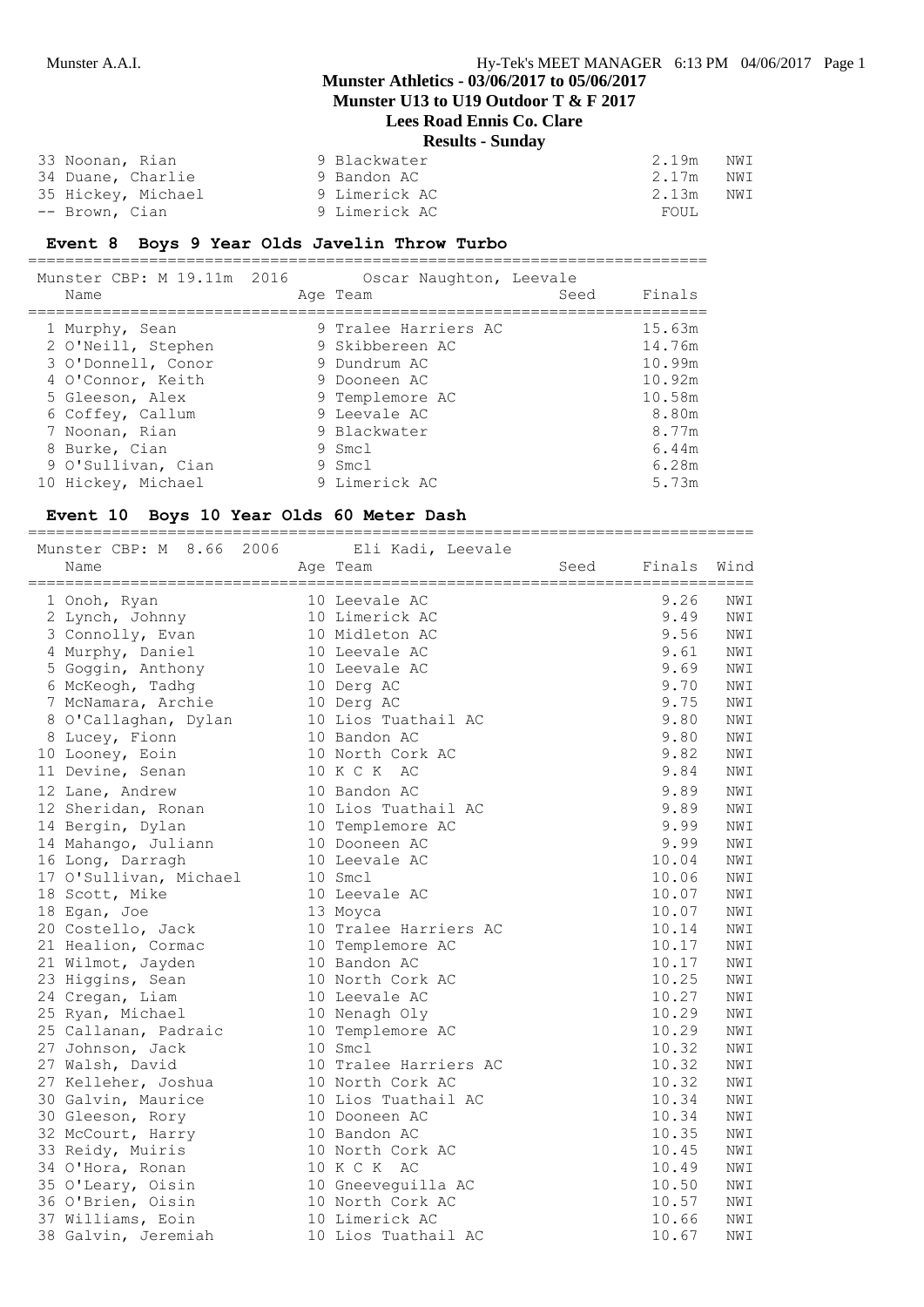# Munster Athletics - 03/06/2017 to 05/06/2017

## Munster U13 to U19 Outdoor T & F 2017

## Lees Road Ennis Co. Clare

## Results - Sunday

| Place | Name | Age | Team | Finals | Wind |
|---|---|---|---|---|---|
| 33 | Noonan, Rian | 9 | Blackwater | 2.19m | NWI |
| 34 | Duane, Charlie | 9 | Bandon AC | 2.17m | NWI |
| 35 | Hickey, Michael | 9 | Limerick AC | 2.13m | NWI |
| -- | Brown, Cian | 9 | Limerick AC | FOUL | |

### Event 8 Boys 9 Year Olds Javelin Throw Turbo

Munster CBP: M 19.11m 2016 Oscar Naughton, Leevale

| Place | Name | Age | Team | Seed | Finals |
|---|---|---|---|---|---|
| 1 | Murphy, Sean | 9 | Tralee Harriers AC | | 15.63m |
| 2 | O'Neill, Stephen | 9 | Skibbereen AC | | 14.76m |
| 3 | O'Donnell, Conor | 9 | Dundrum AC | | 10.99m |
| 4 | O'Connor, Keith | 9 | Dooneen AC | | 10.92m |
| 5 | Gleeson, Alex | 9 | Templemore AC | | 10.58m |
| 6 | Coffey, Callum | 9 | Leevale AC | | 8.80m |
| 7 | Noonan, Rian | 9 | Blackwater | | 8.77m |
| 8 | Burke, Cian | 9 | Smcl | | 6.44m |
| 9 | O'Sullivan, Cian | 9 | Smcl | | 6.28m |
| 10 | Hickey, Michael | 9 | Limerick AC | | 5.73m |

### Event 10 Boys 10 Year Olds 60 Meter Dash

Munster CBP: M 8.66 2006 Eli Kadi, Leevale

| Place | Name | Age | Team | Seed | Finals | Wind |
|---|---|---|---|---|---|---|
| 1 | Onoh, Ryan | 10 | Leevale AC | | 9.26 | NWI |
| 2 | Lynch, Johnny | 10 | Limerick AC | | 9.49 | NWI |
| 3 | Connolly, Evan | 10 | Midleton AC | | 9.56 | NWI |
| 4 | Murphy, Daniel | 10 | Leevale AC | | 9.61 | NWI |
| 5 | Goggin, Anthony | 10 | Leevale AC | | 9.69 | NWI |
| 6 | McKeogh, Tadhg | 10 | Derg AC | | 9.70 | NWI |
| 7 | McNamara, Archie | 10 | Derg AC | | 9.75 | NWI |
| 8 | O'Callaghan, Dylan | 10 | Lios Tuathail AC | | 9.80 | NWI |
| 8 | Lucey, Fionn | 10 | Bandon AC | | 9.80 | NWI |
| 10 | Looney, Eoin | 10 | North Cork AC | | 9.82 | NWI |
| 11 | Devine, Senan | 10 | K C K AC | | 9.84 | NWI |
| 12 | Lane, Andrew | 10 | Bandon AC | | 9.89 | NWI |
| 12 | Sheridan, Ronan | 10 | Lios Tuathail AC | | 9.89 | NWI |
| 14 | Bergin, Dylan | 10 | Templemore AC | | 9.99 | NWI |
| 14 | Mahango, Juliann | 10 | Dooneen AC | | 9.99 | NWI |
| 16 | Long, Darragh | 10 | Leevale AC | | 10.04 | NWI |
| 17 | O'Sullivan, Michael | 10 | Smcl | | 10.06 | NWI |
| 18 | Scott, Mike | 10 | Leevale AC | | 10.07 | NWI |
| 18 | Egan, Joe | 13 | Moyca | | 10.07 | NWI |
| 20 | Costello, Jack | 10 | Tralee Harriers AC | | 10.14 | NWI |
| 21 | Healion, Cormac | 10 | Templemore AC | | 10.17 | NWI |
| 21 | Wilmot, Jayden | 10 | Bandon AC | | 10.17 | NWI |
| 23 | Higgins, Sean | 10 | North Cork AC | | 10.25 | NWI |
| 24 | Cregan, Liam | 10 | Leevale AC | | 10.27 | NWI |
| 25 | Ryan, Michael | 10 | Nenagh Oly | | 10.29 | NWI |
| 25 | Callanan, Padraic | 10 | Templemore AC | | 10.29 | NWI |
| 27 | Johnson, Jack | 10 | Smcl | | 10.32 | NWI |
| 27 | Walsh, David | 10 | Tralee Harriers AC | | 10.32 | NWI |
| 27 | Kelleher, Joshua | 10 | North Cork AC | | 10.32 | NWI |
| 30 | Galvin, Maurice | 10 | Lios Tuathail AC | | 10.34 | NWI |
| 30 | Gleeson, Rory | 10 | Dooneen AC | | 10.34 | NWI |
| 32 | McCourt, Harry | 10 | Bandon AC | | 10.35 | NWI |
| 33 | Reidy, Muiris | 10 | North Cork AC | | 10.45 | NWI |
| 34 | O'Hora, Ronan | 10 | K C K AC | | 10.49 | NWI |
| 35 | O'Leary, Oisin | 10 | Gneeveguilla AC | | 10.50 | NWI |
| 36 | O'Brien, Oisin | 10 | North Cork AC | | 10.57 | NWI |
| 37 | Williams, Eoin | 10 | Limerick AC | | 10.66 | NWI |
| 38 | Galvin, Jeremiah | 10 | Lios Tuathail AC | | 10.67 | NWI |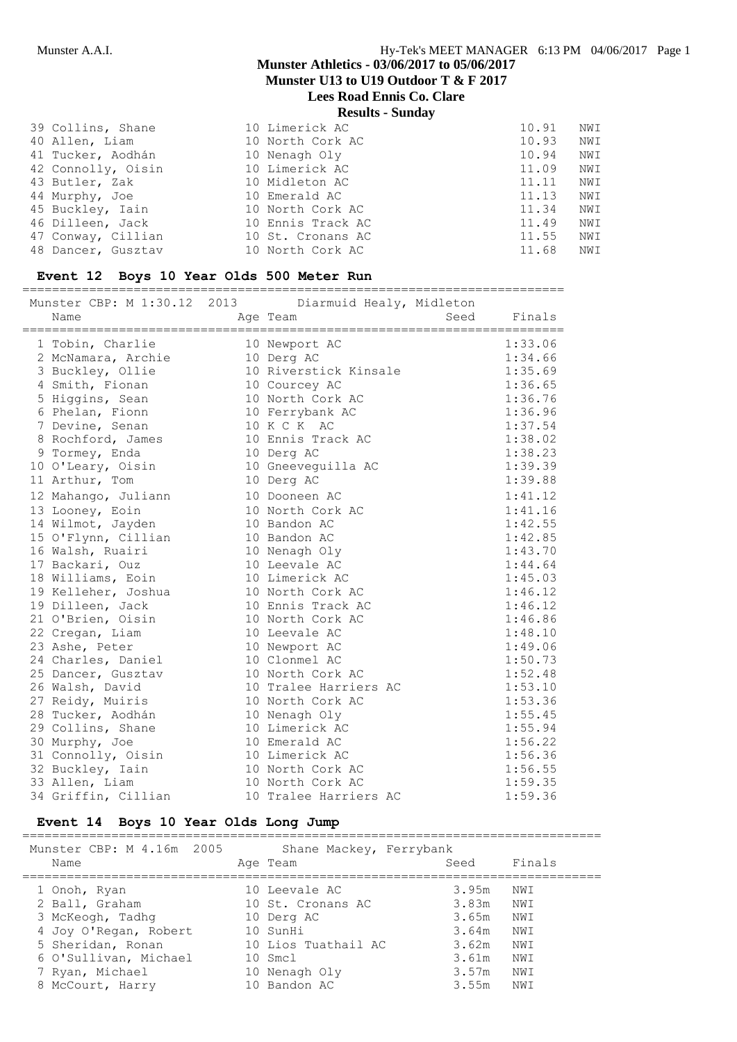| | Name | Age | Team | Finals | |
|---|---|---|---|---|---|
| 39 | Collins, Shane | 10 | Limerick AC | 10.91 | NWI |
| 40 | Allen, Liam | 10 | North Cork AC | 10.93 | NWI |
| 41 | Tucker, Aodhán | 10 | Nenagh Oly | 10.94 | NWI |
| 42 | Connolly, Oisin | 10 | Limerick AC | 11.09 | NWI |
| 43 | Butler, Zak | 10 | Midleton AC | 11.11 | NWI |
| 44 | Murphy, Joe | 10 | Emerald AC | 11.13 | NWI |
| 45 | Buckley, Iain | 10 | North Cork AC | 11.34 | NWI |
| 46 | Dilleen, Jack | 10 | Ennis Track AC | 11.49 | NWI |
| 47 | Conway, Cillian | 10 | St. Cronans AC | 11.55 | NWI |
| 48 | Dancer, Gusztav | 10 | North Cork AC | 11.68 | NWI |

### Event 12 Boys 10 Year Olds 500 Meter Run

Munster CBP: M 1:30.12 2013 Diarmuid Healy, Midleton

| | Name | Age | Team | Seed | Finals |
|---|---|---|---|---|---|
| 1 | Tobin, Charlie | 10 | Newport AC | | 1:33.06 |
| 2 | McNamara, Archie | 10 | Derg AC | | 1:34.66 |
| 3 | Buckley, Ollie | 10 | Riverstick Kinsale | | 1:35.69 |
| 4 | Smith, Fionan | 10 | Courcey AC | | 1:36.65 |
| 5 | Higgins, Sean | 10 | North Cork AC | | 1:36.76 |
| 6 | Phelan, Fionn | 10 | Ferrybank AC | | 1:36.96 |
| 7 | Devine, Senan | 10 | K C K AC | | 1:37.54 |
| 8 | Rochford, James | 10 | Ennis Track AC | | 1:38.02 |
| 9 | Tormey, Enda | 10 | Derg AC | | 1:38.23 |
| 10 | O'Leary, Oisin | 10 | Gneeveguilla AC | | 1:39.39 |
| 11 | Arthur, Tom | 10 | Derg AC | | 1:39.88 |
| 12 | Mahango, Juliann | 10 | Dooneen AC | | 1:41.12 |
| 13 | Looney, Eoin | 10 | North Cork AC | | 1:41.16 |
| 14 | Wilmot, Jayden | 10 | Bandon AC | | 1:42.55 |
| 15 | O'Flynn, Cillian | 10 | Bandon AC | | 1:42.85 |
| 16 | Walsh, Ruairi | 10 | Nenagh Oly | | 1:43.70 |
| 17 | Backari, Ouz | 10 | Leevale AC | | 1:44.64 |
| 18 | Williams, Eoin | 10 | Limerick AC | | 1:45.03 |
| 19 | Kelleher, Joshua | 10 | North Cork AC | | 1:46.12 |
| 19 | Dilleen, Jack | 10 | Ennis Track AC | | 1:46.12 |
| 21 | O'Brien, Oisin | 10 | North Cork AC | | 1:46.86 |
| 22 | Cregan, Liam | 10 | Leevale AC | | 1:48.10 |
| 23 | Ashe, Peter | 10 | Newport AC | | 1:49.06 |
| 24 | Charles, Daniel | 10 | Clonmel AC | | 1:50.73 |
| 25 | Dancer, Gusztav | 10 | North Cork AC | | 1:52.48 |
| 26 | Walsh, David | 10 | Tralee Harriers AC | | 1:53.10 |
| 27 | Reidy, Muiris | 10 | North Cork AC | | 1:53.36 |
| 28 | Tucker, Aodhán | 10 | Nenagh Oly | | 1:55.45 |
| 29 | Collins, Shane | 10 | Limerick AC | | 1:55.94 |
| 30 | Murphy, Joe | 10 | Emerald AC | | 1:56.22 |
| 31 | Connolly, Oisin | 10 | Limerick AC | | 1:56.36 |
| 32 | Buckley, Iain | 10 | North Cork AC | | 1:56.55 |
| 33 | Allen, Liam | 10 | North Cork AC | | 1:59.35 |
| 34 | Griffin, Cillian | 10 | Tralee Harriers AC | | 1:59.36 |

### Event 14 Boys 10 Year Olds Long Jump

Munster CBP: M 4.16m 2005 Shane Mackey, Ferrybank

| | Name | Age | Team | Seed | Finals |
|---|---|---|---|---|---|
| 1 | Onoh, Ryan | 10 | Leevale AC | 3.95m | NWI |
| 2 | Ball, Graham | 10 | St. Cronans AC | 3.83m | NWI |
| 3 | McKeogh, Tadhg | 10 | Derg AC | 3.65m | NWI |
| 4 | Joy O'Regan, Robert | 10 | SunHi | 3.64m | NWI |
| 5 | Sheridan, Ronan | 10 | Lios Tuathail AC | 3.62m | NWI |
| 6 | O'Sullivan, Michael | 10 | Smcl | 3.61m | NWI |
| 7 | Ryan, Michael | 10 | Nenagh Oly | 3.57m | NWI |
| 8 | McCourt, Harry | 10 | Bandon AC | 3.55m | NWI |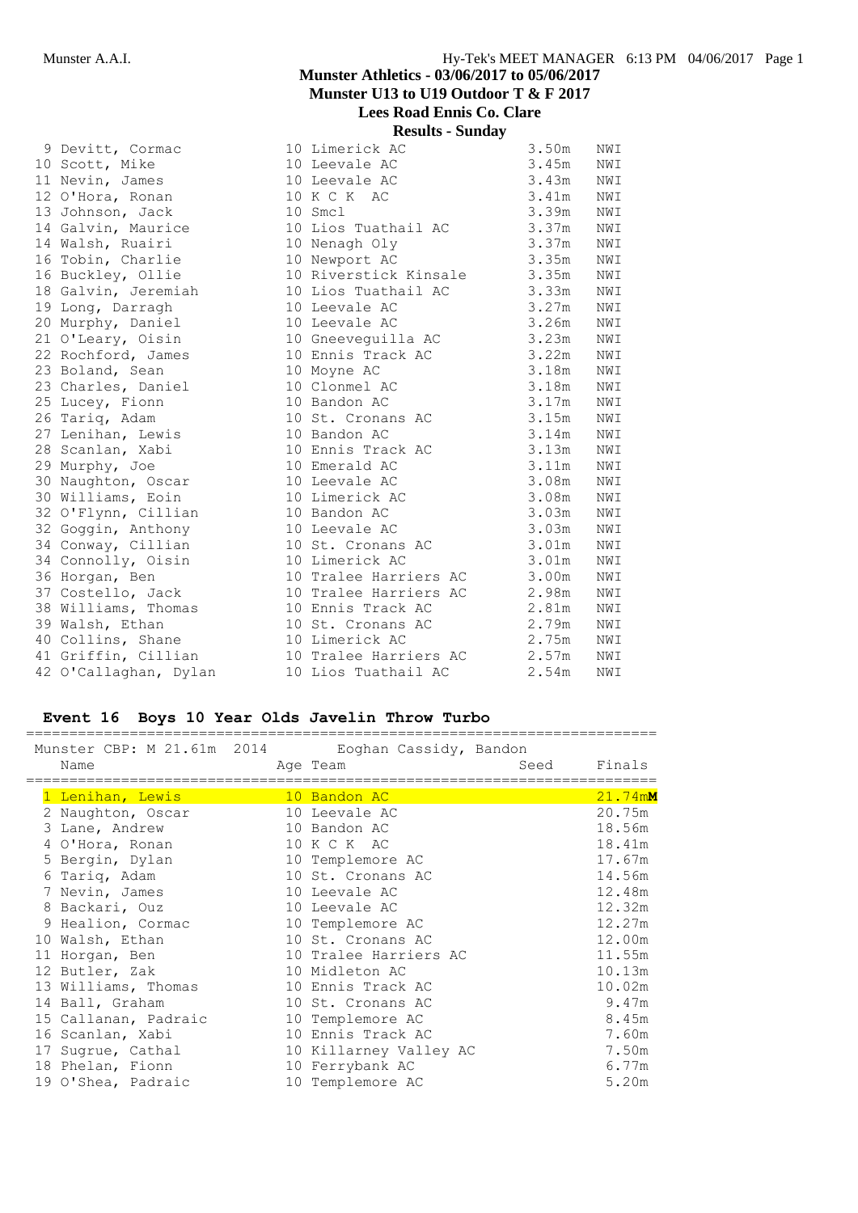## Munster Athletics - 03/06/2017 to 05/06/2017
## Munster U13 to U19 Outdoor T & F 2017
## Lees Road Ennis Co. Clare
## Results - Sunday

| Place | Name | Age | Team | Mark | Wind |
|---|---|---|---|---|---|
| 9 | Devitt, Cormac | 10 | Limerick AC | 3.50m | NWI |
| 10 | Scott, Mike | 10 | Leevale AC | 3.45m | NWI |
| 11 | Nevin, James | 10 | Leevale AC | 3.43m | NWI |
| 12 | O'Hora, Ronan | 10 | K C K AC | 3.41m | NWI |
| 13 | Johnson, Jack | 10 | Smcl | 3.39m | NWI |
| 14 | Galvin, Maurice | 10 | Lios Tuathail AC | 3.37m | NWI |
| 14 | Walsh, Ruairi | 10 | Nenagh Oly | 3.37m | NWI |
| 16 | Tobin, Charlie | 10 | Newport AC | 3.35m | NWI |
| 16 | Buckley, Ollie | 10 | Riverstick Kinsale | 3.35m | NWI |
| 18 | Galvin, Jeremiah | 10 | Lios Tuathail AC | 3.33m | NWI |
| 19 | Long, Darragh | 10 | Leevale AC | 3.27m | NWI |
| 20 | Murphy, Daniel | 10 | Leevale AC | 3.26m | NWI |
| 21 | O'Leary, Oisin | 10 | Gneeveguilla AC | 3.23m | NWI |
| 22 | Rochford, James | 10 | Ennis Track AC | 3.22m | NWI |
| 23 | Boland, Sean | 10 | Moyne AC | 3.18m | NWI |
| 23 | Charles, Daniel | 10 | Clonmel AC | 3.18m | NWI |
| 25 | Lucey, Fionn | 10 | Bandon AC | 3.17m | NWI |
| 26 | Tariq, Adam | 10 | St. Cronans AC | 3.15m | NWI |
| 27 | Lenihan, Lewis | 10 | Bandon AC | 3.14m | NWI |
| 28 | Scanlan, Xabi | 10 | Ennis Track AC | 3.13m | NWI |
| 29 | Murphy, Joe | 10 | Emerald AC | 3.11m | NWI |
| 30 | Naughton, Oscar | 10 | Leevale AC | 3.08m | NWI |
| 30 | Williams, Eoin | 10 | Limerick AC | 3.08m | NWI |
| 32 | O'Flynn, Cillian | 10 | Bandon AC | 3.03m | NWI |
| 32 | Goggin, Anthony | 10 | Leevale AC | 3.03m | NWI |
| 34 | Conway, Cillian | 10 | St. Cronans AC | 3.01m | NWI |
| 34 | Connolly, Oisin | 10 | Limerick AC | 3.01m | NWI |
| 36 | Horgan, Ben | 10 | Tralee Harriers AC | 3.00m | NWI |
| 37 | Costello, Jack | 10 | Tralee Harriers AC | 2.98m | NWI |
| 38 | Williams, Thomas | 10 | Ennis Track AC | 2.81m | NWI |
| 39 | Walsh, Ethan | 10 | St. Cronans AC | 2.79m | NWI |
| 40 | Collins, Shane | 10 | Limerick AC | 2.75m | NWI |
| 41 | Griffin, Cillian | 10 | Tralee Harriers AC | 2.57m | NWI |
| 42 | O'Callaghan, Dylan | 10 | Lios Tuathail AC | 2.54m | NWI |

### Event 16 Boys 10 Year Olds Javelin Throw Turbo

Munster CBP: M 21.61m 2014 Eoghan Cassidy, Bandon

| Place | Name | Age | Team | Seed | Finals |
|---|---|---|---|---|---|
| 1 | Lenihan, Lewis | 10 | Bandon AC | | 21.74m**M** |
| 2 | Naughton, Oscar | 10 | Leevale AC | | 20.75m |
| 3 | Lane, Andrew | 10 | Bandon AC | | 18.56m |
| 4 | O'Hora, Ronan | 10 | K C K AC | | 18.41m |
| 5 | Bergin, Dylan | 10 | Templemore AC | | 17.67m |
| 6 | Tariq, Adam | 10 | St. Cronans AC | | 14.56m |
| 7 | Nevin, James | 10 | Leevale AC | | 12.48m |
| 8 | Backari, Ouz | 10 | Leevale AC | | 12.32m |
| 9 | Healion, Cormac | 10 | Templemore AC | | 12.27m |
| 10 | Walsh, Ethan | 10 | St. Cronans AC | | 12.00m |
| 11 | Horgan, Ben | 10 | Tralee Harriers AC | | 11.55m |
| 12 | Butler, Zak | 10 | Midleton AC | | 10.13m |
| 13 | Williams, Thomas | 10 | Ennis Track AC | | 10.02m |
| 14 | Ball, Graham | 10 | St. Cronans AC | | 9.47m |
| 15 | Callanan, Padraic | 10 | Templemore AC | | 8.45m |
| 16 | Scanlan, Xabi | 10 | Ennis Track AC | | 7.60m |
| 17 | Sugrue, Cathal | 10 | Killarney Valley AC | | 7.50m |
| 18 | Phelan, Fionn | 10 | Ferrybank AC | | 6.77m |
| 19 | O'Shea, Padraic | 10 | Templemore AC | | 5.20m |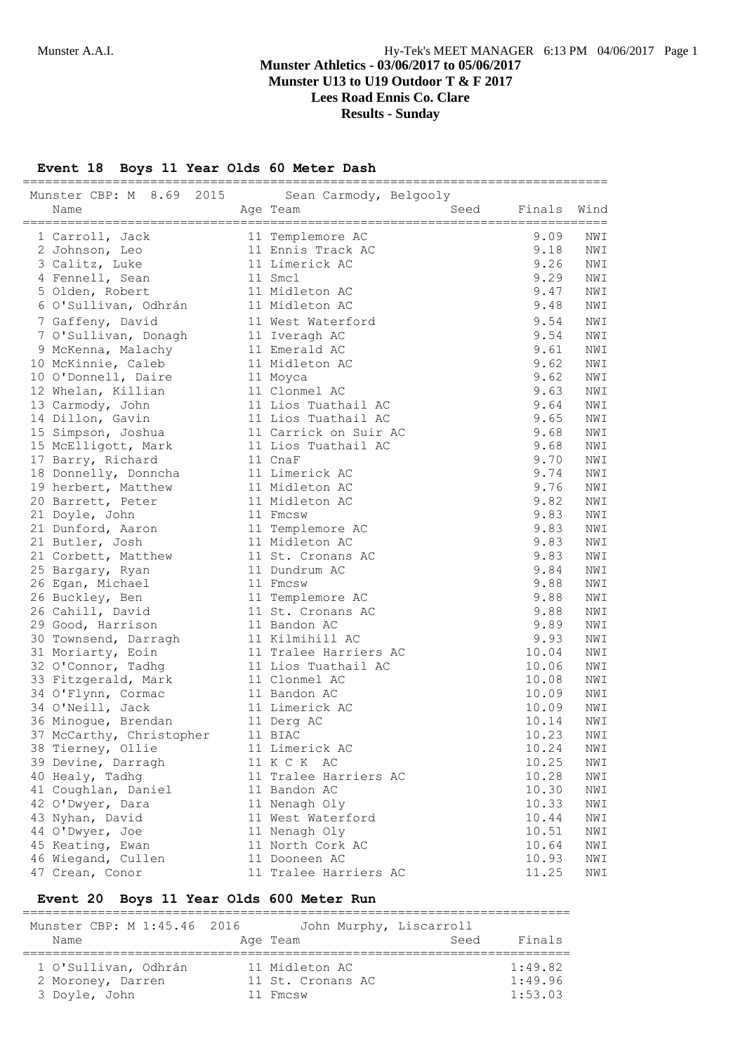## Munster Athletics - 03/06/2017 to 05/06/2017
## Munster U13 to U19 Outdoor T & F 2017
## Lees Road Ennis Co. Clare
## Results - Sunday

### Event 18 Boys 11 Year Olds 60 Meter Dash

Munster CBP: M 8.69 2015 Sean Carmody, Belgooly

| Name | Age | Team | Seed | Finals | Wind |
|---|---|---|---|---|---|
| 1 Carroll, Jack | 11 | Templemore AC | | 9.09 | NWI |
| 2 Johnson, Leo | 11 | Ennis Track AC | | 9.18 | NWI |
| 3 Calitz, Luke | 11 | Limerick AC | | 9.26 | NWI |
| 4 Fennell, Sean | 11 | Smcl | | 9.29 | NWI |
| 5 Olden, Robert | 11 | Midleton AC | | 9.47 | NWI |
| 6 O'Sullivan, Odhrán | 11 | Midleton AC | | 9.48 | NWI |
| 7 Gaffeny, David | 11 | West Waterford | | 9.54 | NWI |
| 7 O'Sullivan, Donagh | 11 | Iveragh AC | | 9.54 | NWI |
| 9 McKenna, Malachy | 11 | Emerald AC | | 9.61 | NWI |
| 10 McKinnie, Caleb | 11 | Midleton AC | | 9.62 | NWI |
| 10 O'Donnell, Daire | 11 | Moyca | | 9.62 | NWI |
| 12 Whelan, Killian | 11 | Clonmel AC | | 9.63 | NWI |
| 13 Carmody, John | 11 | Lios Tuathail AC | | 9.64 | NWI |
| 14 Dillon, Gavin | 11 | Lios Tuathail AC | | 9.65 | NWI |
| 15 Simpson, Joshua | 11 | Carrick on Suir AC | | 9.68 | NWI |
| 15 McElligott, Mark | 11 | Lios Tuathail AC | | 9.68 | NWI |
| 17 Barry, Richard | 11 | CnaF | | 9.70 | NWI |
| 18 Donnelly, Donncha | 11 | Limerick AC | | 9.74 | NWI |
| 19 herbert, Matthew | 11 | Midleton AC | | 9.76 | NWI |
| 20 Barrett, Peter | 11 | Midleton AC | | 9.82 | NWI |
| 21 Doyle, John | 11 | Fmcsw | | 9.83 | NWI |
| 21 Dunford, Aaron | 11 | Templemore AC | | 9.83 | NWI |
| 21 Butler, Josh | 11 | Midleton AC | | 9.83 | NWI |
| 21 Corbett, Matthew | 11 | St. Cronans AC | | 9.83 | NWI |
| 25 Bargary, Ryan | 11 | Dundrum AC | | 9.84 | NWI |
| 26 Egan, Michael | 11 | Fmcsw | | 9.88 | NWI |
| 26 Buckley, Ben | 11 | Templemore AC | | 9.88 | NWI |
| 26 Cahill, David | 11 | St. Cronans AC | | 9.88 | NWI |
| 29 Good, Harrison | 11 | Bandon AC | | 9.89 | NWI |
| 30 Townsend, Darragh | 11 | Kilmihill AC | | 9.93 | NWI |
| 31 Moriarty, Eoin | 11 | Tralee Harriers AC | | 10.04 | NWI |
| 32 O'Connor, Tadhg | 11 | Lios Tuathail AC | | 10.06 | NWI |
| 33 Fitzgerald, Mark | 11 | Clonmel AC | | 10.08 | NWI |
| 34 O'Flynn, Cormac | 11 | Bandon AC | | 10.09 | NWI |
| 34 O'Neill, Jack | 11 | Limerick AC | | 10.09 | NWI |
| 36 Minogue, Brendan | 11 | Derg AC | | 10.14 | NWI |
| 37 McCarthy, Christopher | 11 | BIAC | | 10.23 | NWI |
| 38 Tierney, Ollie | 11 | Limerick AC | | 10.24 | NWI |
| 39 Devine, Darragh | 11 | K C K AC | | 10.25 | NWI |
| 40 Healy, Tadhg | 11 | Tralee Harriers AC | | 10.28 | NWI |
| 41 Coughlan, Daniel | 11 | Bandon AC | | 10.30 | NWI |
| 42 O'Dwyer, Dara | 11 | Nenagh Oly | | 10.33 | NWI |
| 43 Nyhan, David | 11 | West Waterford | | 10.44 | NWI |
| 44 O'Dwyer, Joe | 11 | Nenagh Oly | | 10.51 | NWI |
| 45 Keating, Ewan | 11 | North Cork AC | | 10.64 | NWI |
| 46 Wiegand, Cullen | 11 | Dooneen AC | | 10.93 | NWI |
| 47 Crean, Conor | 11 | Tralee Harriers AC | | 11.25 | NWI |

### Event 20 Boys 11 Year Olds 600 Meter Run

Munster CBP: M 1:45.46 2016 John Murphy, Liscarroll

| Name | Age | Team | Seed | Finals |
|---|---|---|---|---|
| 1 O'Sullivan, Odhrán | 11 | Midleton AC | | 1:49.82 |
| 2 Moroney, Darren | 11 | St. Cronans AC | | 1:49.96 |
| 3 Doyle, John | 11 | Fmcsw | | 1:53.03 |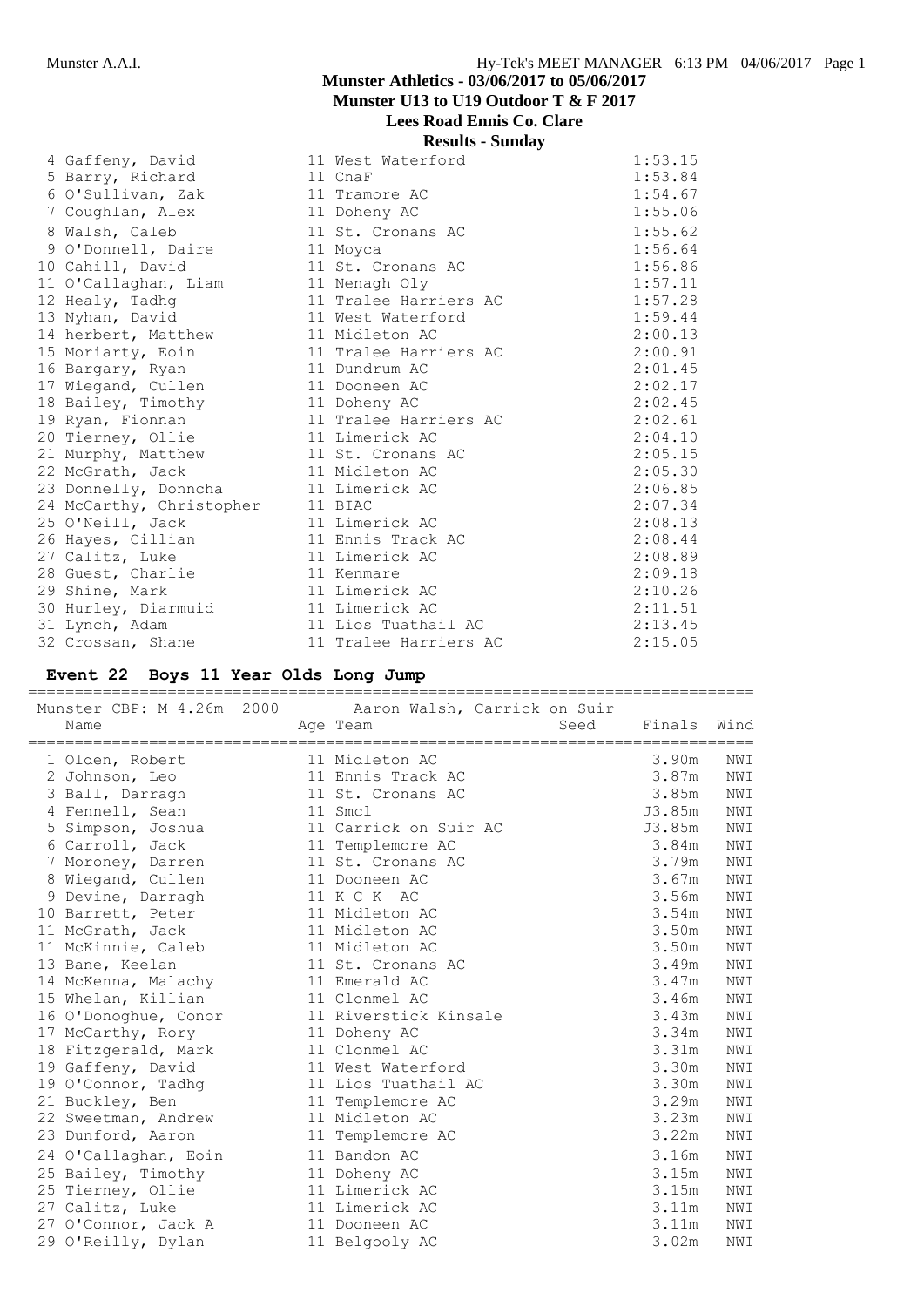| Place | Name | Age | Team | Finals |
|---|---|---|---|---|
| 4 | Gaffeny, David | 11 | West Waterford | 1:53.15 |
| 5 | Barry, Richard | 11 | CnaF | 1:53.84 |
| 6 | O'Sullivan, Zak | 11 | Tramore AC | 1:54.67 |
| 7 | Coughlan, Alex | 11 | Doheny AC | 1:55.06 |
| 8 | Walsh, Caleb | 11 | St. Cronans AC | 1:55.62 |
| 9 | O'Donnell, Daire | 11 | Moyca | 1:56.64 |
| 10 | Cahill, David | 11 | St. Cronans AC | 1:56.86 |
| 11 | O'Callaghan, Liam | 11 | Nenagh Oly | 1:57.11 |
| 12 | Healy, Tadhg | 11 | Tralee Harriers AC | 1:57.28 |
| 13 | Nyhan, David | 11 | West Waterford | 1:59.44 |
| 14 | herbert, Matthew | 11 | Midleton AC | 2:00.13 |
| 15 | Moriarty, Eoin | 11 | Tralee Harriers AC | 2:00.91 |
| 16 | Bargary, Ryan | 11 | Dundrum AC | 2:01.45 |
| 17 | Wiegand, Cullen | 11 | Dooneen AC | 2:02.17 |
| 18 | Bailey, Timothy | 11 | Doheny AC | 2:02.45 |
| 19 | Ryan, Fionnan | 11 | Tralee Harriers AC | 2:02.61 |
| 20 | Tierney, Ollie | 11 | Limerick AC | 2:04.10 |
| 21 | Murphy, Matthew | 11 | St. Cronans AC | 2:05.15 |
| 22 | McGrath, Jack | 11 | Midleton AC | 2:05.30 |
| 23 | Donnelly, Donncha | 11 | Limerick AC | 2:06.85 |
| 24 | McCarthy, Christopher | 11 | BIAC | 2:07.34 |
| 25 | O'Neill, Jack | 11 | Limerick AC | 2:08.13 |
| 26 | Hayes, Cillian | 11 | Ennis Track AC | 2:08.44 |
| 27 | Calitz, Luke | 11 | Limerick AC | 2:08.89 |
| 28 | Guest, Charlie | 11 | Kenmare | 2:09.18 |
| 29 | Shine, Mark | 11 | Limerick AC | 2:10.26 |
| 30 | Hurley, Diarmuid | 11 | Limerick AC | 2:11.51 |
| 31 | Lynch, Adam | 11 | Lios Tuathail AC | 2:13.45 |
| 32 | Crossan, Shane | 11 | Tralee Harriers AC | 2:15.05 |

## Event 22 Boys 11 Year Olds Long Jump

Munster CBP: M 4.26m 2000 Aaron Walsh, Carrick on Suir

| Place | Name | Age | Team | Seed | Finals | Wind |
|---|---|---|---|---|---|---|
| 1 | Olden, Robert | 11 | Midleton AC | | 3.90m | NWI |
| 2 | Johnson, Leo | 11 | Ennis Track AC | | 3.87m | NWI |
| 3 | Ball, Darragh | 11 | St. Cronans AC | | 3.85m | NWI |
| 4 | Fennell, Sean | 11 | Smcl | | J3.85m | NWI |
| 5 | Simpson, Joshua | 11 | Carrick on Suir AC | | J3.85m | NWI |
| 6 | Carroll, Jack | 11 | Templemore AC | | 3.84m | NWI |
| 7 | Moroney, Darren | 11 | St. Cronans AC | | 3.79m | NWI |
| 8 | Wiegand, Cullen | 11 | Dooneen AC | | 3.67m | NWI |
| 9 | Devine, Darragh | 11 | K C K AC | | 3.56m | NWI |
| 10 | Barrett, Peter | 11 | Midleton AC | | 3.54m | NWI |
| 11 | McGrath, Jack | 11 | Midleton AC | | 3.50m | NWI |
| 11 | McKinnie, Caleb | 11 | Midleton AC | | 3.50m | NWI |
| 13 | Bane, Keelan | 11 | St. Cronans AC | | 3.49m | NWI |
| 14 | McKenna, Malachy | 11 | Emerald AC | | 3.47m | NWI |
| 15 | Whelan, Killian | 11 | Clonmel AC | | 3.46m | NWI |
| 16 | O'Donoghue, Conor | 11 | Riverstick Kinsale | | 3.43m | NWI |
| 17 | McCarthy, Rory | 11 | Doheny AC | | 3.34m | NWI |
| 18 | Fitzgerald, Mark | 11 | Clonmel AC | | 3.31m | NWI |
| 19 | Gaffeny, David | 11 | West Waterford | | 3.30m | NWI |
| 19 | O'Connor, Tadhg | 11 | Lios Tuathail AC | | 3.30m | NWI |
| 21 | Buckley, Ben | 11 | Templemore AC | | 3.29m | NWI |
| 22 | Sweetman, Andrew | 11 | Midleton AC | | 3.23m | NWI |
| 23 | Dunford, Aaron | 11 | Templemore AC | | 3.22m | NWI |
| 24 | O'Callaghan, Eoin | 11 | Bandon AC | | 3.16m | NWI |
| 25 | Bailey, Timothy | 11 | Doheny AC | | 3.15m | NWI |
| 25 | Tierney, Ollie | 11 | Limerick AC | | 3.15m | NWI |
| 27 | Calitz, Luke | 11 | Limerick AC | | 3.11m | NWI |
| 27 | O'Connor, Jack A | 11 | Dooneen AC | | 3.11m | NWI |
| 29 | O'Reilly, Dylan | 11 | Belgooly AC | | 3.02m | NWI |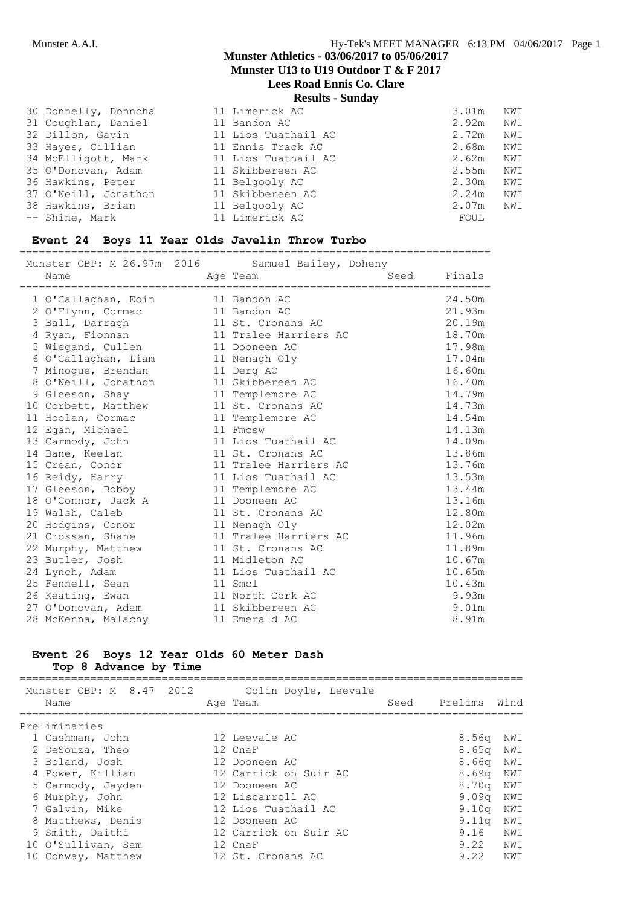# Munster Athletics - 03/06/2017 to 05/06/2017
## Munster U13 to U19 Outdoor T & F 2017
## Lees Road Ennis Co. Clare
### Results - Sunday

| Name | Age | Team | Finals | Wind |
|---|---|---|---|---|
| 30 Donnelly, Donncha | 11 | Limerick AC | 3.01m | NWI |
| 31 Coughlan, Daniel | 11 | Bandon AC | 2.92m | NWI |
| 32 Dillon, Gavin | 11 | Lios Tuathail AC | 2.72m | NWI |
| 33 Hayes, Cillian | 11 | Ennis Track AC | 2.68m | NWI |
| 34 McElligott, Mark | 11 | Lios Tuathail AC | 2.62m | NWI |
| 35 O'Donovan, Adam | 11 | Skibbereen AC | 2.55m | NWI |
| 36 Hawkins, Peter | 11 | Belgooly AC | 2.30m | NWI |
| 37 O'Neill, Jonathon | 11 | Skibbereen AC | 2.24m | NWI |
| 38 Hawkins, Brian | 11 | Belgooly AC | 2.07m | NWI |
| -- Shine, Mark | 11 | Limerick AC | FOUL | |

### Event 24 Boys 11 Year Olds Javelin Throw Turbo

Munster CBP: M 26.97m 2016 Samuel Bailey, Doheny

| Name | Age | Team | Seed | Finals |
|---|---|---|---|---|
| 1 O'Callaghan, Eoin | 11 | Bandon AC | | 24.50m |
| 2 O'Flynn, Cormac | 11 | Bandon AC | | 21.93m |
| 3 Ball, Darragh | 11 | St. Cronans AC | | 20.19m |
| 4 Ryan, Fionnan | 11 | Tralee Harriers AC | | 18.70m |
| 5 Wiegand, Cullen | 11 | Dooneen AC | | 17.98m |
| 6 O'Callaghan, Liam | 11 | Nenagh Oly | | 17.04m |
| 7 Minogue, Brendan | 11 | Derg AC | | 16.60m |
| 8 O'Neill, Jonathon | 11 | Skibbereen AC | | 16.40m |
| 9 Gleeson, Shay | 11 | Templemore AC | | 14.79m |
| 10 Corbett, Matthew | 11 | St. Cronans AC | | 14.73m |
| 11 Hoolan, Cormac | 11 | Templemore AC | | 14.54m |
| 12 Egan, Michael | 11 | Fmcsw | | 14.13m |
| 13 Carmody, John | 11 | Lios Tuathail AC | | 14.09m |
| 14 Bane, Keelan | 11 | St. Cronans AC | | 13.86m |
| 15 Crean, Conor | 11 | Tralee Harriers AC | | 13.76m |
| 16 Reidy, Harry | 11 | Lios Tuathail AC | | 13.53m |
| 17 Gleeson, Bobby | 11 | Templemore AC | | 13.44m |
| 18 O'Connor, Jack A | 11 | Dooneen AC | | 13.16m |
| 19 Walsh, Caleb | 11 | St. Cronans AC | | 12.80m |
| 20 Hodgins, Conor | 11 | Nenagh Oly | | 12.02m |
| 21 Crossan, Shane | 11 | Tralee Harriers AC | | 11.96m |
| 22 Murphy, Matthew | 11 | St. Cronans AC | | 11.89m |
| 23 Butler, Josh | 11 | Midleton AC | | 10.67m |
| 24 Lynch, Adam | 11 | Lios Tuathail AC | | 10.65m |
| 25 Fennell, Sean | 11 | Smcl | | 10.43m |
| 26 Keating, Ewan | 11 | North Cork AC | | 9.93m |
| 27 O'Donovan, Adam | 11 | Skibbereen AC | | 9.01m |
| 28 McKenna, Malachy | 11 | Emerald AC | | 8.91m |

### Event 26 Boys 12 Year Olds 60 Meter Dash
**Top 8 Advance by Time**

Munster CBP: M 8.47 2012 Colin Doyle, Leevale

| Name | Age | Team | Seed | Prelims | Wind |
|---|---|---|---|---|---|
| **Preliminaries** | | | | | |
| 1 Cashman, John | 12 | Leevale AC | | 8.56q | NWI |
| 2 DeSouza, Theo | 12 | CnaF | | 8.65q | NWI |
| 3 Boland, Josh | 12 | Dooneen AC | | 8.66q | NWI |
| 4 Power, Killian | 12 | Carrick on Suir AC | | 8.69q | NWI |
| 5 Carmody, Jayden | 12 | Dooneen AC | | 8.70q | NWI |
| 6 Murphy, John | 12 | Liscarroll AC | | 9.09q | NWI |
| 7 Galvin, Mike | 12 | Lios Tuathail AC | | 9.10q | NWI |
| 8 Matthews, Denis | 12 | Dooneen AC | | 9.11q | NWI |
| 9 Smith, Daithi | 12 | Carrick on Suir AC | | 9.16 | NWI |
| 10 O'Sullivan, Sam | 12 | CnaF | | 9.22 | NWI |
| 10 Conway, Matthew | 12 | St. Cronans AC | | 9.22 | NWI |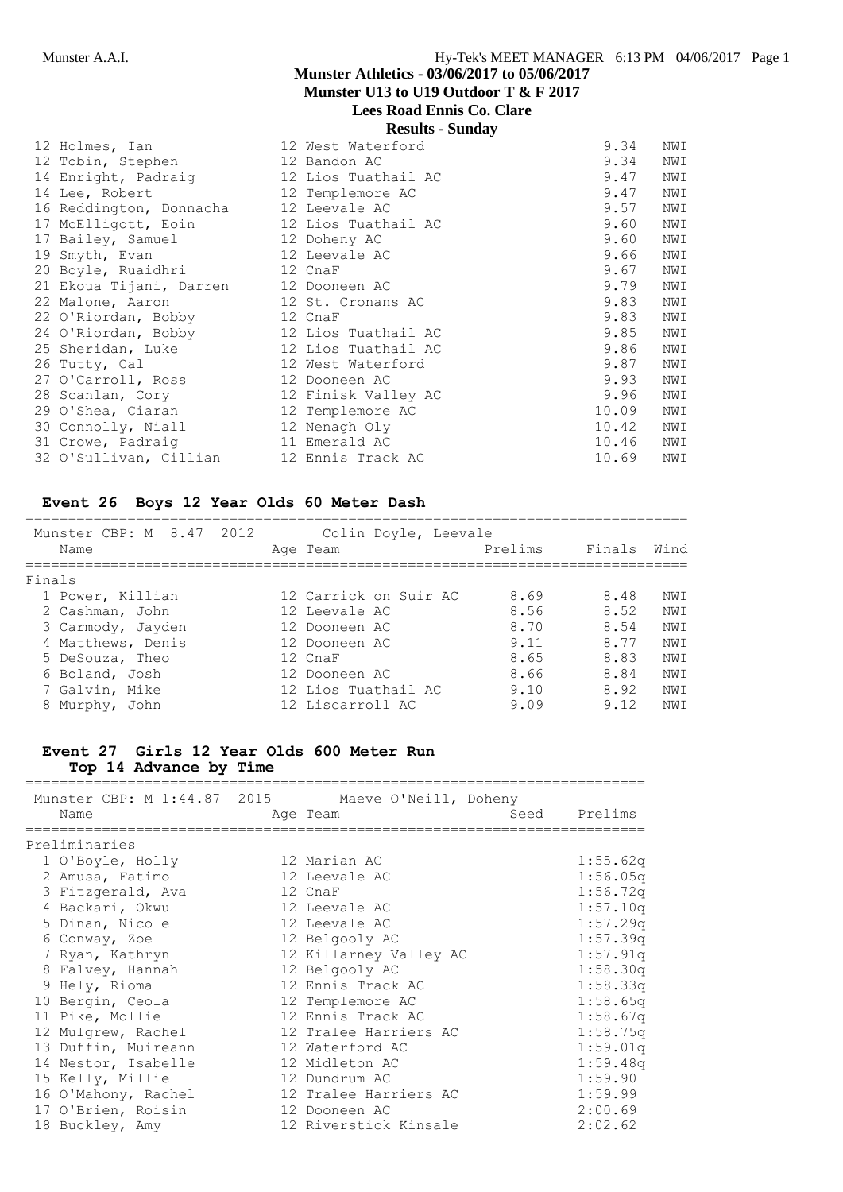| | Name | Age | Team | Time | Wind |
|---|---|---|---|---|---|
| 12 | Holmes, Ian | 12 | West Waterford | 9.34 | NWI |
| 12 | Tobin, Stephen | 12 | Bandon AC | 9.34 | NWI |
| 14 | Enright, Padraig | 12 | Lios Tuathail AC | 9.47 | NWI |
| 14 | Lee, Robert | 12 | Templemore AC | 9.47 | NWI |
| 16 | Reddington, Donnacha | 12 | Leevale AC | 9.57 | NWI |
| 17 | McElligott, Eoin | 12 | Lios Tuathail AC | 9.60 | NWI |
| 17 | Bailey, Samuel | 12 | Doheny AC | 9.60 | NWI |
| 19 | Smyth, Evan | 12 | Leevale AC | 9.66 | NWI |
| 20 | Boyle, Ruaidhri | 12 | CnaF | 9.67 | NWI |
| 21 | Ekoua Tijani, Darren | 12 | Dooneen AC | 9.79 | NWI |
| 22 | Malone, Aaron | 12 | St. Cronans AC | 9.83 | NWI |
| 22 | O'Riordan, Bobby | 12 | CnaF | 9.83 | NWI |
| 24 | O'Riordan, Bobby | 12 | Lios Tuathail AC | 9.85 | NWI |
| 25 | Sheridan, Luke | 12 | Lios Tuathail AC | 9.86 | NWI |
| 26 | Tutty, Cal | 12 | West Waterford | 9.87 | NWI |
| 27 | O'Carroll, Ross | 12 | Dooneen AC | 9.93 | NWI |
| 28 | Scanlan, Cory | 12 | Finisk Valley AC | 9.96 | NWI |
| 29 | O'Shea, Ciaran | 12 | Templemore AC | 10.09 | NWI |
| 30 | Connolly, Niall | 12 | Nenagh Oly | 10.42 | NWI |
| 31 | Crowe, Padraig | 11 | Emerald AC | 10.46 | NWI |
| 32 | O'Sullivan, Cillian | 12 | Ennis Track AC | 10.69 | NWI |

### Event 26 Boys 12 Year Olds 60 Meter Dash

Munster CBP: M 8.47 2012 Colin Doyle, Leevale

**Finals**

| | Name | Age | Team | Prelims | Finals | Wind |
|---|---|---|---|---|---|---|
| 1 | Power, Killian | 12 | Carrick on Suir AC | 8.69 | 8.48 | NWI |
| 2 | Cashman, John | 12 | Leevale AC | 8.56 | 8.52 | NWI |
| 3 | Carmody, Jayden | 12 | Dooneen AC | 8.70 | 8.54 | NWI |
| 4 | Matthews, Denis | 12 | Dooneen AC | 9.11 | 8.77 | NWI |
| 5 | DeSouza, Theo | 12 | CnaF | 8.65 | 8.83 | NWI |
| 6 | Boland, Josh | 12 | Dooneen AC | 8.66 | 8.84 | NWI |
| 7 | Galvin, Mike | 12 | Lios Tuathail AC | 9.10 | 8.92 | NWI |
| 8 | Murphy, John | 12 | Liscarroll AC | 9.09 | 9.12 | NWI |

### Event 27 Girls 12 Year Olds 600 Meter Run
**Top 14 Advance by Time**

Munster CBP: M 1:44.87 2015 Maeve O'Neill, Doheny

**Preliminaries**

| | Name | Age | Team | Seed | Prelims |
|---|---|---|---|---|---|
| 1 | O'Boyle, Holly | 12 | Marian AC | | 1:55.62q |
| 2 | Amusa, Fatimo | 12 | Leevale AC | | 1:56.05q |
| 3 | Fitzgerald, Ava | 12 | CnaF | | 1:56.72q |
| 4 | Backari, Okwu | 12 | Leevale AC | | 1:57.10q |
| 5 | Dinan, Nicole | 12 | Leevale AC | | 1:57.29q |
| 6 | Conway, Zoe | 12 | Belgooly AC | | 1:57.39q |
| 7 | Ryan, Kathryn | 12 | Killarney Valley AC | | 1:57.91q |
| 8 | Falvey, Hannah | 12 | Belgooly AC | | 1:58.30q |
| 9 | Hely, Rioma | 12 | Ennis Track AC | | 1:58.33q |
| 10 | Bergin, Ceola | 12 | Templemore AC | | 1:58.65q |
| 11 | Pike, Mollie | 12 | Ennis Track AC | | 1:58.67q |
| 12 | Mulgrew, Rachel | 12 | Tralee Harriers AC | | 1:58.75q |
| 13 | Duffin, Muireann | 12 | Waterford AC | | 1:59.01q |
| 14 | Nestor, Isabelle | 12 | Midleton AC | | 1:59.48q |
| 15 | Kelly, Millie | 12 | Dundrum AC | | 1:59.90 |
| 16 | O'Mahony, Rachel | 12 | Tralee Harriers AC | | 1:59.99 |
| 17 | O'Brien, Roisin | 12 | Dooneen AC | | 2:00.69 |
| 18 | Buckley, Amy | 12 | Riverstick Kinsale | | 2:02.62 |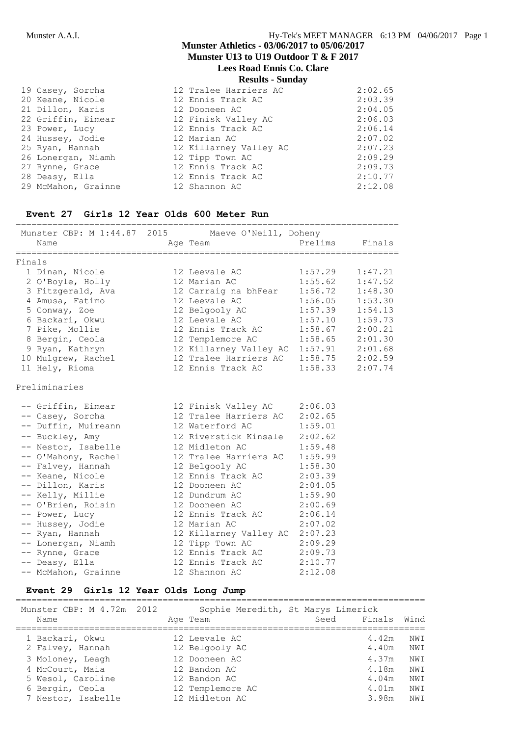| | | |
|---|---|---|
| 19 Casey, Sorcha | 12 Tralee Harriers AC | 2:02.65 |
| 20 Keane, Nicole | 12 Ennis Track AC | 2:03.39 |
| 21 Dillon, Karis | 12 Dooneen AC | 2:04.05 |
| 22 Griffin, Eimear | 12 Finisk Valley AC | 2:06.03 |
| 23 Power, Lucy | 12 Ennis Track AC | 2:06.14 |
| 24 Hussey, Jodie | 12 Marian AC | 2:07.02 |
| 25 Ryan, Hannah | 12 Killarney Valley AC | 2:07.23 |
| 26 Lonergan, Niamh | 12 Tipp Town AC | 2:09.29 |
| 27 Rynne, Grace | 12 Ennis Track AC | 2:09.73 |
| 28 Deasy, Ella | 12 Ennis Track AC | 2:10.77 |
| 29 McMahon, Grainne | 12 Shannon AC | 2:12.08 |

## Event 27 Girls 12 Year Olds 600 Meter Run

Munster CBP: M 1:44.87 2015 Maeve O'Neill, Doheny

| Name | Age Team | Prelims | Finals |
|---|---|---|---|
| **Finals** | | | |
| 1 Dinan, Nicole | 12 Leevale AC | 1:57.29 | 1:47.21 |
| 2 O'Boyle, Holly | 12 Marian AC | 1:55.62 | 1:47.52 |
| 3 Fitzgerald, Ava | 12 Carraig na bhFear | 1:56.72 | 1:48.30 |
| 4 Amusa, Fatimo | 12 Leevale AC | 1:56.05 | 1:53.30 |
| 5 Conway, Zoe | 12 Belgooly AC | 1:57.39 | 1:54.13 |
| 6 Backari, Okwu | 12 Leevale AC | 1:57.10 | 1:59.73 |
| 7 Pike, Mollie | 12 Ennis Track AC | 1:58.67 | 2:00.21 |
| 8 Bergin, Ceola | 12 Templemore AC | 1:58.65 | 2:01.30 |
| 9 Ryan, Kathryn | 12 Killarney Valley AC | 1:57.91 | 2:01.68 |
| 10 Mulgrew, Rachel | 12 Tralee Harriers AC | 1:58.75 | 2:02.59 |
| 11 Hely, Rioma | 12 Ennis Track AC | 1:58.33 | 2:07.74 |
| **Preliminaries** | | | |
| -- Griffin, Eimear | 12 Finisk Valley AC | 2:06.03 | |
| -- Casey, Sorcha | 12 Tralee Harriers AC | 2:02.65 | |
| -- Duffin, Muireann | 12 Waterford AC | 1:59.01 | |
| -- Buckley, Amy | 12 Riverstick Kinsale | 2:02.62 | |
| -- Nestor, Isabelle | 12 Midleton AC | 1:59.48 | |
| -- O'Mahony, Rachel | 12 Tralee Harriers AC | 1:59.99 | |
| -- Falvey, Hannah | 12 Belgooly AC | 1:58.30 | |
| -- Keane, Nicole | 12 Ennis Track AC | 2:03.39 | |
| -- Dillon, Karis | 12 Dooneen AC | 2:04.05 | |
| -- Kelly, Millie | 12 Dundrum AC | 1:59.90 | |
| -- O'Brien, Roisin | 12 Dooneen AC | 2:00.69 | |
| -- Power, Lucy | 12 Ennis Track AC | 2:06.14 | |
| -- Hussey, Jodie | 12 Marian AC | 2:07.02 | |
| -- Ryan, Hannah | 12 Killarney Valley AC | 2:07.23 | |
| -- Lonergan, Niamh | 12 Tipp Town AC | 2:09.29 | |
| -- Rynne, Grace | 12 Ennis Track AC | 2:09.73 | |
| -- Deasy, Ella | 12 Ennis Track AC | 2:10.77 | |
| -- McMahon, Grainne | 12 Shannon AC | 2:12.08 | |

## Event 29 Girls 12 Year Olds Long Jump

Munster CBP: M 4.72m 2012 Sophie Meredith, St Marys Limerick

| Name | Age Team | Seed | Finals | Wind |
|---|---|---|---|---|
| 1 Backari, Okwu | 12 Leevale AC | | 4.42m | NWI |
| 2 Falvey, Hannah | 12 Belgooly AC | | 4.40m | NWI |
| 3 Moloney, Leagh | 12 Dooneen AC | | 4.37m | NWI |
| 4 McCourt, Maia | 12 Bandon AC | | 4.18m | NWI |
| 5 Wesol, Caroline | 12 Bandon AC | | 4.04m | NWI |
| 6 Bergin, Ceola | 12 Templemore AC | | 4.01m | NWI |
| 7 Nestor, Isabelle | 12 Midleton AC | | 3.98m | NWI |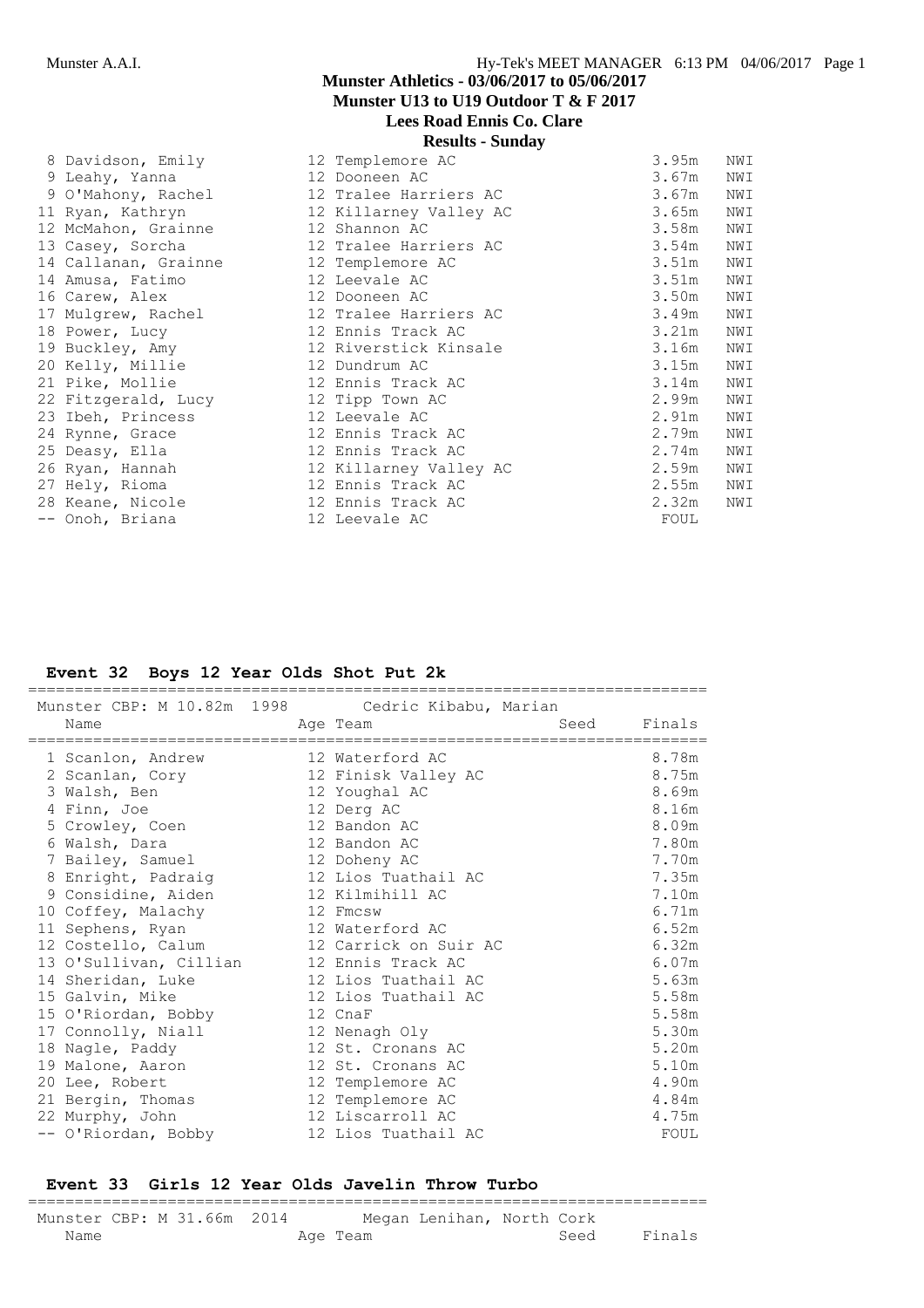**Munster Athletics - 03/06/2017 to 05/06/2017**
**Munster U13 to U19 Outdoor T & F 2017**
**Lees Road Ennis Co. Clare**
**Results - Sunday**

| Place | Name | Age | Team | Finals | Wind |
|---|---|---|---|---|---|
| 8 | Davidson, Emily | 12 | Templemore AC | 3.95m | NWI |
| 9 | Leahy, Yanna | 12 | Dooneen AC | 3.67m | NWI |
| 9 | O'Mahony, Rachel | 12 | Tralee Harriers AC | 3.67m | NWI |
| 11 | Ryan, Kathryn | 12 | Killarney Valley AC | 3.65m | NWI |
| 12 | McMahon, Grainne | 12 | Shannon AC | 3.58m | NWI |
| 13 | Casey, Sorcha | 12 | Tralee Harriers AC | 3.54m | NWI |
| 14 | Callanan, Grainne | 12 | Templemore AC | 3.51m | NWI |
| 14 | Amusa, Fatimo | 12 | Leevale AC | 3.51m | NWI |
| 16 | Carew, Alex | 12 | Dooneen AC | 3.50m | NWI |
| 17 | Mulgrew, Rachel | 12 | Tralee Harriers AC | 3.49m | NWI |
| 18 | Power, Lucy | 12 | Ennis Track AC | 3.21m | NWI |
| 19 | Buckley, Amy | 12 | Riverstick Kinsale | 3.16m | NWI |
| 20 | Kelly, Millie | 12 | Dundrum AC | 3.15m | NWI |
| 21 | Pike, Mollie | 12 | Ennis Track AC | 3.14m | NWI |
| 22 | Fitzgerald, Lucy | 12 | Tipp Town AC | 2.99m | NWI |
| 23 | Ibeh, Princess | 12 | Leevale AC | 2.91m | NWI |
| 24 | Rynne, Grace | 12 | Ennis Track AC | 2.79m | NWI |
| 25 | Deasy, Ella | 12 | Ennis Track AC | 2.74m | NWI |
| 26 | Ryan, Hannah | 12 | Killarney Valley AC | 2.59m | NWI |
| 27 | Hely, Rioma | 12 | Ennis Track AC | 2.55m | NWI |
| 28 | Keane, Nicole | 12 | Ennis Track AC | 2.32m | NWI |
| -- | Onoh, Briana | 12 | Leevale AC | FOUL | |

### Event 32 Boys 12 Year Olds Shot Put 2k

Munster CBP: M 10.82m 1998 Cedric Kibabu, Marian

| Place | Name | Age | Team | Seed | Finals |
|---|---|---|---|---|---|
| 1 | Scanlon, Andrew | 12 | Waterford AC | | 8.78m |
| 2 | Scanlan, Cory | 12 | Finisk Valley AC | | 8.75m |
| 3 | Walsh, Ben | 12 | Youghal AC | | 8.69m |
| 4 | Finn, Joe | 12 | Derg AC | | 8.16m |
| 5 | Crowley, Coen | 12 | Bandon AC | | 8.09m |
| 6 | Walsh, Dara | 12 | Bandon AC | | 7.80m |
| 7 | Bailey, Samuel | 12 | Doheny AC | | 7.70m |
| 8 | Enright, Padraig | 12 | Lios Tuathail AC | | 7.35m |
| 9 | Considine, Aiden | 12 | Kilmihill AC | | 7.10m |
| 10 | Coffey, Malachy | 12 | Fmcsw | | 6.71m |
| 11 | Sephens, Ryan | 12 | Waterford AC | | 6.52m |
| 12 | Costello, Calum | 12 | Carrick on Suir AC | | 6.32m |
| 13 | O'Sullivan, Cillian | 12 | Ennis Track AC | | 6.07m |
| 14 | Sheridan, Luke | 12 | Lios Tuathail AC | | 5.63m |
| 15 | Galvin, Mike | 12 | Lios Tuathail AC | | 5.58m |
| 15 | O'Riordan, Bobby | 12 | CnaF | | 5.58m |
| 17 | Connolly, Niall | 12 | Nenagh Oly | | 5.30m |
| 18 | Nagle, Paddy | 12 | St. Cronans AC | | 5.20m |
| 19 | Malone, Aaron | 12 | St. Cronans AC | | 5.10m |
| 20 | Lee, Robert | 12 | Templemore AC | | 4.90m |
| 21 | Bergin, Thomas | 12 | Templemore AC | | 4.84m |
| 22 | Murphy, John | 12 | Liscarroll AC | | 4.75m |
| -- | O'Riordan, Bobby | 12 | Lios Tuathail AC | | FOUL |

### Event 33 Girls 12 Year Olds Javelin Throw Turbo

Munster CBP: M 31.66m 2014 Megan Lenihan, North Cork

| Name | Age | Team | Seed | Finals |
|---|---|---|---|---|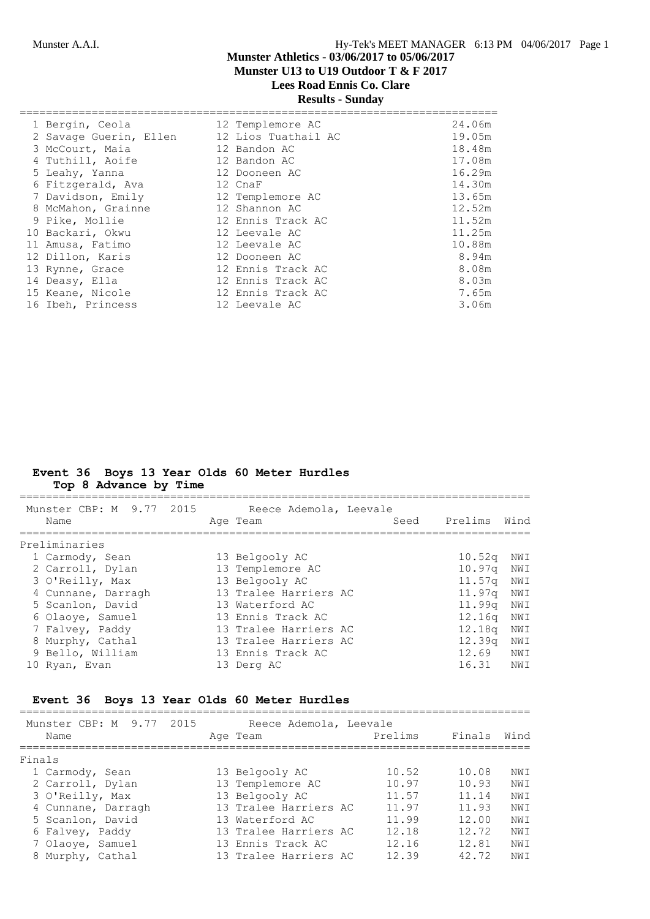| Place | Name | Age | Team | Mark |
|---|---|---|---|---|
| 1 | Bergin, Ceola | 12 | Templemore AC | 24.06m |
| 2 | Savage Guerin, Ellen | 12 | Lios Tuathail AC | 19.05m |
| 3 | McCourt, Maia | 12 | Bandon AC | 18.48m |
| 4 | Tuthill, Aoife | 12 | Bandon AC | 17.08m |
| 5 | Leahy, Yanna | 12 | Dooneen AC | 16.29m |
| 6 | Fitzgerald, Ava | 12 | CnaF | 14.30m |
| 7 | Davidson, Emily | 12 | Templemore AC | 13.65m |
| 8 | McMahon, Grainne | 12 | Shannon AC | 12.52m |
| 9 | Pike, Mollie | 12 | Ennis Track AC | 11.52m |
| 10 | Backari, Okwu | 12 | Leevale AC | 11.25m |
| 11 | Amusa, Fatimo | 12 | Leevale AC | 10.88m |
| 12 | Dillon, Karis | 12 | Dooneen AC | 8.94m |
| 13 | Rynne, Grace | 12 | Ennis Track AC | 8.08m |
| 14 | Deasy, Ella | 12 | Ennis Track AC | 8.03m |
| 15 | Keane, Nicole | 12 | Ennis Track AC | 7.65m |
| 16 | Ibeh, Princess | 12 | Leevale AC | 3.06m |

## Event 36 Boys 13 Year Olds 60 Meter Hurdles

**Top 8 Advance by Time**

Munster CBP: M 9.77 2015 Reece Ademola, Leevale

Preliminaries

| Place | Name | Age | Team | Seed | Prelims | Wind |
|---|---|---|---|---|---|---|
| 1 | Carmody, Sean | 13 | Belgooly AC | | 10.52q | NWI |
| 2 | Carroll, Dylan | 13 | Templemore AC | | 10.97q | NWI |
| 3 | O'Reilly, Max | 13 | Belgooly AC | | 11.57q | NWI |
| 4 | Cunnane, Darragh | 13 | Tralee Harriers AC | | 11.97q | NWI |
| 5 | Scanlon, David | 13 | Waterford AC | | 11.99q | NWI |
| 6 | Olaoye, Samuel | 13 | Ennis Track AC | | 12.16q | NWI |
| 7 | Falvey, Paddy | 13 | Tralee Harriers AC | | 12.18q | NWI |
| 8 | Murphy, Cathal | 13 | Tralee Harriers AC | | 12.39q | NWI |
| 9 | Bello, William | 13 | Ennis Track AC | | 12.69 | NWI |
| 10 | Ryan, Evan | 13 | Derg AC | | 16.31 | NWI |

## Event 36 Boys 13 Year Olds 60 Meter Hurdles

Munster CBP: M 9.77 2015 Reece Ademola, Leevale

Finals

| Place | Name | Age | Team | Prelims | Finals | Wind |
|---|---|---|---|---|---|---|
| 1 | Carmody, Sean | 13 | Belgooly AC | 10.52 | 10.08 | NWI |
| 2 | Carroll, Dylan | 13 | Templemore AC | 10.97 | 10.93 | NWI |
| 3 | O'Reilly, Max | 13 | Belgooly AC | 11.57 | 11.14 | NWI |
| 4 | Cunnane, Darragh | 13 | Tralee Harriers AC | 11.97 | 11.93 | NWI |
| 5 | Scanlon, David | 13 | Waterford AC | 11.99 | 12.00 | NWI |
| 6 | Falvey, Paddy | 13 | Tralee Harriers AC | 12.18 | 12.72 | NWI |
| 7 | Olaoye, Samuel | 13 | Ennis Track AC | 12.16 | 12.81 | NWI |
| 8 | Murphy, Cathal | 13 | Tralee Harriers AC | 12.39 | 42.72 | NWI |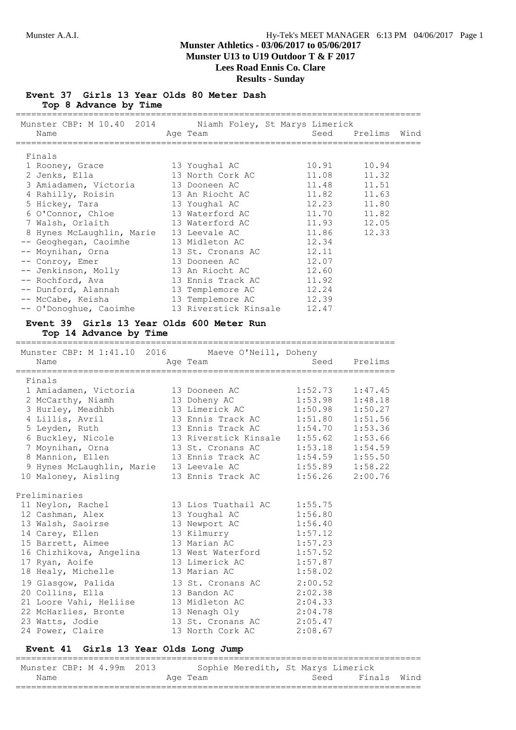**Munster Athletics - 03/06/2017 to 05/06/2017**
**Munster U13 to U19 Outdoor T & F 2017**
**Lees Road Ennis Co. Clare**
**Results - Sunday**

### Event 37 Girls 13 Year Olds 80 Meter Dash
**Top 8 Advance by Time**

Munster CBP: M 10.40 2014 Niamh Foley, St Marys Limerick

| | Name | Age | Team | Seed | Prelims | Wind |
|---|---|---|---|---|---|---|
| **Finals** | | | | | | |
| 1 | Rooney, Grace | 13 | Youghal AC | 10.91 | 10.94 | |
| 2 | Jenks, Ella | 13 | North Cork AC | 11.08 | 11.32 | |
| 3 | Amiadamen, Victoria | 13 | Dooneen AC | 11.48 | 11.51 | |
| 4 | Rahilly, Roisin | 13 | An Riocht AC | 11.82 | 11.63 | |
| 5 | Hickey, Tara | 13 | Youghal AC | 12.23 | 11.80 | |
| 6 | O'Connor, Chloe | 13 | Waterford AC | 11.70 | 11.82 | |
| 7 | Walsh, Orlaith | 13 | Waterford AC | 11.93 | 12.05 | |
| 8 | Hynes McLaughlin, Marie | 13 | Leevale AC | 11.86 | 12.33 | |
| -- | Geoghegan, Caoimhe | 13 | Midleton AC | 12.34 | | |
| -- | Moynihan, Orna | 13 | St. Cronans AC | 12.11 | | |
| -- | Conroy, Emer | 13 | Dooneen AC | 12.07 | | |
| -- | Jenkinson, Molly | 13 | An Riocht AC | 12.60 | | |
| -- | Rochford, Ava | 13 | Ennis Track AC | 11.92 | | |
| -- | Dunford, Alannah | 13 | Templemore AC | 12.24 | | |
| -- | McCabe, Keisha | 13 | Templemore AC | 12.39 | | |
| -- | O'Donoghue, Caoimhe | 13 | Riverstick Kinsale | 12.47 | | |

### Event 39 Girls 13 Year Olds 600 Meter Run
**Top 14 Advance by Time**

Munster CBP: M 1:41.10 2016 Maeve O'Neill, Doheny

| | Name | Age | Team | Seed | Prelims |
|---|---|---|---|---|---|
| **Finals** | | | | | |
| 1 | Amiadamen, Victoria | 13 | Dooneen AC | 1:52.73 | 1:47.45 |
| 2 | McCarthy, Niamh | 13 | Doheny AC | 1:53.98 | 1:48.18 |
| 3 | Hurley, Meadhbh | 13 | Limerick AC | 1:50.98 | 1:50.27 |
| 4 | Lillis, Avril | 13 | Ennis Track AC | 1:51.80 | 1:51.56 |
| 5 | Leyden, Ruth | 13 | Ennis Track AC | 1:54.70 | 1:53.36 |
| 6 | Buckley, Nicole | 13 | Riverstick Kinsale | 1:55.62 | 1:53.66 |
| 7 | Moynihan, Orna | 13 | St. Cronans AC | 1:53.18 | 1:54.59 |
| 8 | Mannion, Ellen | 13 | Ennis Track AC | 1:54.59 | 1:55.50 |
| 9 | Hynes McLaughlin, Marie | 13 | Leevale AC | 1:55.89 | 1:58.22 |
| 10 | Maloney, Aisling | 13 | Ennis Track AC | 1:56.26 | 2:00.76 |
| **Preliminaries** | | | | | |
| 11 | Neylon, Rachel | 13 | Lios Tuathail AC | 1:55.75 | |
| 12 | Cashman, Alex | 13 | Youghal AC | 1:56.80 | |
| 13 | Walsh, Saoirse | 13 | Newport AC | 1:56.40 | |
| 14 | Carey, Ellen | 13 | Kilmurry | 1:57.12 | |
| 15 | Barrett, Aimee | 13 | Marian AC | 1:57.23 | |
| 16 | Chizhikova, Angelina | 13 | West Waterford | 1:57.52 | |
| 17 | Ryan, Aoife | 13 | Limerick AC | 1:57.87 | |
| 18 | Healy, Michelle | 13 | Marian AC | 1:58.02 | |
| 19 | Glasgow, Palida | 13 | St. Cronans AC | 2:00.52 | |
| 20 | Collins, Ella | 13 | Bandon AC | 2:02.38 | |
| 21 | Loore Vahi, Heliise | 13 | Midleton AC | 2:04.33 | |
| 22 | McHarlies, Bronte | 13 | Nenagh Oly | 2:04.78 | |
| 23 | Watts, Jodie | 13 | St. Cronans AC | 2:05.47 | |
| 24 | Power, Claire | 13 | North Cork AC | 2:08.67 | |

### Event 41 Girls 13 Year Olds Long Jump

Munster CBP: M 4.99m 2013 Sophie Meredith, St Marys Limerick

| Name | Age | Team | Seed | Finals | Wind |
|---|---|---|---|---|---|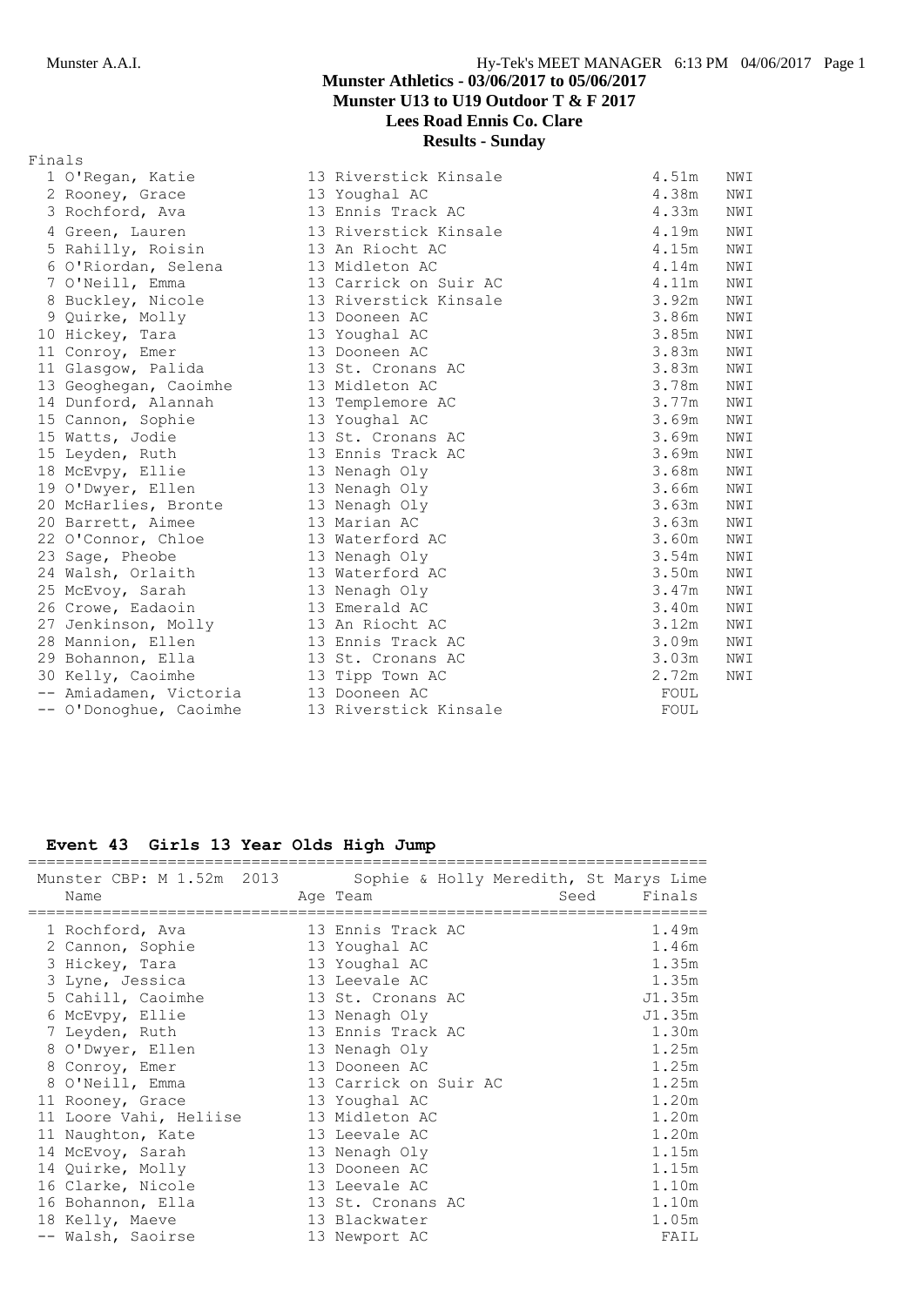## Munster Athletics - 03/06/2017 to 05/06/2017
## Munster U13 to U19 Outdoor T & F 2017
## Lees Road Ennis Co. Clare
## Results - Sunday

Finals

| Place | Name | Age | Team | Finals | Wind |
|---|---|---|---|---|---|
| 1 | O'Regan, Katie | 13 | Riverstick Kinsale | 4.51m | NWI |
| 2 | Rooney, Grace | 13 | Youghal AC | 4.38m | NWI |
| 3 | Rochford, Ava | 13 | Ennis Track AC | 4.33m | NWI |
| 4 | Green, Lauren | 13 | Riverstick Kinsale | 4.19m | NWI |
| 5 | Rahilly, Roisin | 13 | An Riocht AC | 4.15m | NWI |
| 6 | O'Riordan, Selena | 13 | Midleton AC | 4.14m | NWI |
| 7 | O'Neill, Emma | 13 | Carrick on Suir AC | 4.11m | NWI |
| 8 | Buckley, Nicole | 13 | Riverstick Kinsale | 3.92m | NWI |
| 9 | Quirke, Molly | 13 | Dooneen AC | 3.86m | NWI |
| 10 | Hickey, Tara | 13 | Youghal AC | 3.85m | NWI |
| 11 | Conroy, Emer | 13 | Dooneen AC | 3.83m | NWI |
| 11 | Glasgow, Palida | 13 | St. Cronans AC | 3.83m | NWI |
| 13 | Geoghegan, Caoimhe | 13 | Midleton AC | 3.78m | NWI |
| 14 | Dunford, Alannah | 13 | Templemore AC | 3.77m | NWI |
| 15 | Cannon, Sophie | 13 | Youghal AC | 3.69m | NWI |
| 15 | Watts, Jodie | 13 | St. Cronans AC | 3.69m | NWI |
| 15 | Leyden, Ruth | 13 | Ennis Track AC | 3.69m | NWI |
| 18 | McEvpy, Ellie | 13 | Nenagh Oly | 3.68m | NWI |
| 19 | O'Dwyer, Ellen | 13 | Nenagh Oly | 3.66m | NWI |
| 20 | McHarlies, Bronte | 13 | Nenagh Oly | 3.63m | NWI |
| 20 | Barrett, Aimee | 13 | Marian AC | 3.63m | NWI |
| 22 | O'Connor, Chloe | 13 | Waterford AC | 3.60m | NWI |
| 23 | Sage, Pheobe | 13 | Nenagh Oly | 3.54m | NWI |
| 24 | Walsh, Orlaith | 13 | Waterford AC | 3.50m | NWI |
| 25 | McEvoy, Sarah | 13 | Nenagh Oly | 3.47m | NWI |
| 26 | Crowe, Eadaoin | 13 | Emerald AC | 3.40m | NWI |
| 27 | Jenkinson, Molly | 13 | An Riocht AC | 3.12m | NWI |
| 28 | Mannion, Ellen | 13 | Ennis Track AC | 3.09m | NWI |
| 29 | Bohannon, Ella | 13 | St. Cronans AC | 3.03m | NWI |
| 30 | Kelly, Caoimhe | 13 | Tipp Town AC | 2.72m | NWI |
| -- | Amiadamen, Victoria | 13 | Dooneen AC | FOUL | |
| -- | O'Donoghue, Caoimhe | 13 | Riverstick Kinsale | FOUL | |

### Event 43 Girls 13 Year Olds High Jump

Munster CBP: M 1.52m 2013 Sophie & Holly Meredith, St Marys Lime

| Place | Name | Age | Team | Seed | Finals |
|---|---|---|---|---|---|
| 1 | Rochford, Ava | 13 | Ennis Track AC | | 1.49m |
| 2 | Cannon, Sophie | 13 | Youghal AC | | 1.46m |
| 3 | Hickey, Tara | 13 | Youghal AC | | 1.35m |
| 3 | Lyne, Jessica | 13 | Leevale AC | | 1.35m |
| 5 | Cahill, Caoimhe | 13 | St. Cronans AC | | J1.35m |
| 6 | McEvpy, Ellie | 13 | Nenagh Oly | | J1.35m |
| 7 | Leyden, Ruth | 13 | Ennis Track AC | | 1.30m |
| 8 | O'Dwyer, Ellen | 13 | Nenagh Oly | | 1.25m |
| 8 | Conroy, Emer | 13 | Dooneen AC | | 1.25m |
| 8 | O'Neill, Emma | 13 | Carrick on Suir AC | | 1.25m |
| 11 | Rooney, Grace | 13 | Youghal AC | | 1.20m |
| 11 | Loore Vahi, Heliise | 13 | Midleton AC | | 1.20m |
| 11 | Naughton, Kate | 13 | Leevale AC | | 1.20m |
| 14 | McEvoy, Sarah | 13 | Nenagh Oly | | 1.15m |
| 14 | Quirke, Molly | 13 | Dooneen AC | | 1.15m |
| 16 | Clarke, Nicole | 13 | Leevale AC | | 1.10m |
| 16 | Bohannon, Ella | 13 | St. Cronans AC | | 1.10m |
| 18 | Kelly, Maeve | 13 | Blackwater | | 1.05m |
| -- | Walsh, Saoirse | 13 | Newport AC | | FAIL |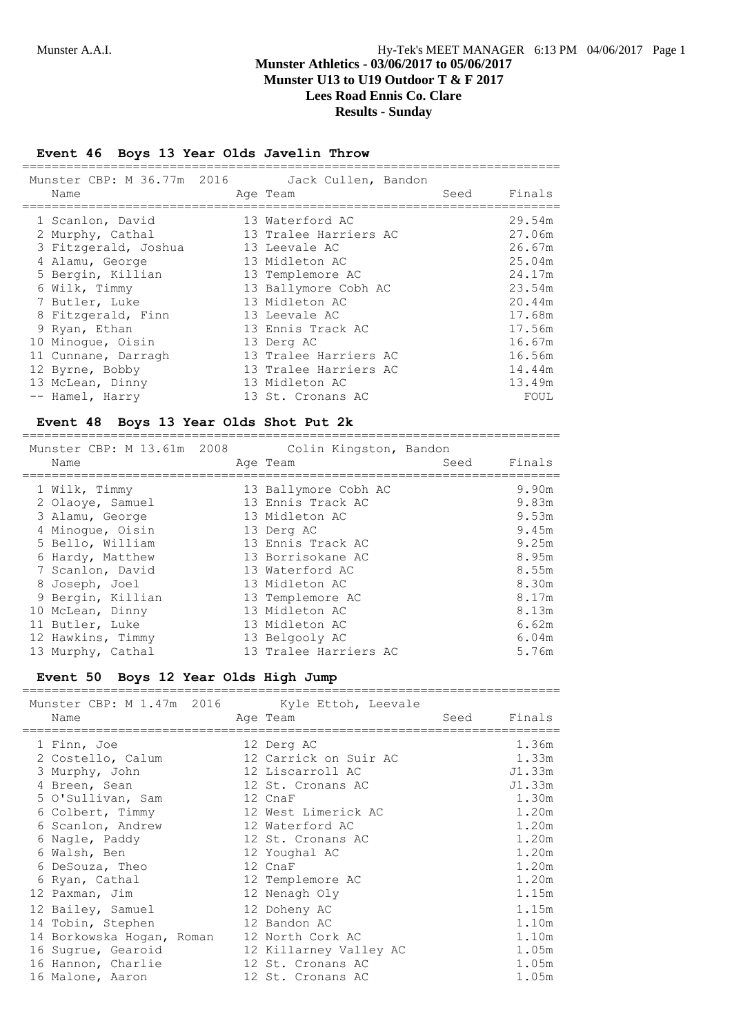## Munster Athletics - 03/06/2017 to 05/06/2017
## Munster U13 to U19 Outdoor T & F 2017
## Lees Road Ennis Co. Clare
## Results - Sunday

### Event 46 Boys 13 Year Olds Javelin Throw

Munster CBP: M 36.77m 2016 Jack Cullen, Bandon

| | Name | Age | Team | Seed | Finals |
|---|---|---|---|---|---|
| 1 | Scanlon, David | 13 | Waterford AC | | 29.54m |
| 2 | Murphy, Cathal | 13 | Tralee Harriers AC | | 27.06m |
| 3 | Fitzgerald, Joshua | 13 | Leevale AC | | 26.67m |
| 4 | Alamu, George | 13 | Midleton AC | | 25.04m |
| 5 | Bergin, Killian | 13 | Templemore AC | | 24.17m |
| 6 | Wilk, Timmy | 13 | Ballymore Cobh AC | | 23.54m |
| 7 | Butler, Luke | 13 | Midleton AC | | 20.44m |
| 8 | Fitzgerald, Finn | 13 | Leevale AC | | 17.68m |
| 9 | Ryan, Ethan | 13 | Ennis Track AC | | 17.56m |
| 10 | Minogue, Oisin | 13 | Derg AC | | 16.67m |
| 11 | Cunnane, Darragh | 13 | Tralee Harriers AC | | 16.56m |
| 12 | Byrne, Bobby | 13 | Tralee Harriers AC | | 14.44m |
| 13 | McLean, Dinny | 13 | Midleton AC | | 13.49m |
| -- | Hamel, Harry | 13 | St. Cronans AC | | FOUL |

### Event 48 Boys 13 Year Olds Shot Put 2k

Munster CBP: M 13.61m 2008 Colin Kingston, Bandon

| | Name | Age | Team | Seed | Finals |
|---|---|---|---|---|---|
| 1 | Wilk, Timmy | 13 | Ballymore Cobh AC | | 9.90m |
| 2 | Olaoye, Samuel | 13 | Ennis Track AC | | 9.83m |
| 3 | Alamu, George | 13 | Midleton AC | | 9.53m |
| 4 | Minogue, Oisin | 13 | Derg AC | | 9.45m |
| 5 | Bello, William | 13 | Ennis Track AC | | 9.25m |
| 6 | Hardy, Matthew | 13 | Borrisokane AC | | 8.95m |
| 7 | Scanlon, David | 13 | Waterford AC | | 8.55m |
| 8 | Joseph, Joel | 13 | Midleton AC | | 8.30m |
| 9 | Bergin, Killian | 13 | Templemore AC | | 8.17m |
| 10 | McLean, Dinny | 13 | Midleton AC | | 8.13m |
| 11 | Butler, Luke | 13 | Midleton AC | | 6.62m |
| 12 | Hawkins, Timmy | 13 | Belgooly AC | | 6.04m |
| 13 | Murphy, Cathal | 13 | Tralee Harriers AC | | 5.76m |

### Event 50 Boys 12 Year Olds High Jump

Munster CBP: M 1.47m 2016 Kyle Ettoh, Leevale

| | Name | Age | Team | Seed | Finals |
|---|---|---|---|---|---|
| 1 | Finn, Joe | 12 | Derg AC | | 1.36m |
| 2 | Costello, Calum | 12 | Carrick on Suir AC | | 1.33m |
| 3 | Murphy, John | 12 | Liscarroll AC | | J1.33m |
| 4 | Breen, Sean | 12 | St. Cronans AC | | J1.33m |
| 5 | O'Sullivan, Sam | 12 | CnaF | | 1.30m |
| 6 | Colbert, Timmy | 12 | West Limerick AC | | 1.20m |
| 6 | Scanlon, Andrew | 12 | Waterford AC | | 1.20m |
| 6 | Nagle, Paddy | 12 | St. Cronans AC | | 1.20m |
| 6 | Walsh, Ben | 12 | Youghal AC | | 1.20m |
| 6 | DeSouza, Theo | 12 | CnaF | | 1.20m |
| 6 | Ryan, Cathal | 12 | Templemore AC | | 1.20m |
| 12 | Paxman, Jim | 12 | Nenagh Oly | | 1.15m |
| 12 | Bailey, Samuel | 12 | Doheny AC | | 1.15m |
| 14 | Tobin, Stephen | 12 | Bandon AC | | 1.10m |
| 14 | Borkowska Hogan, Roman | 12 | North Cork AC | | 1.10m |
| 16 | Sugrue, Gearoid | 12 | Killarney Valley AC | | 1.05m |
| 16 | Hannon, Charlie | 12 | St. Cronans AC | | 1.05m |
| 16 | Malone, Aaron | 12 | St. Cronans AC | | 1.05m |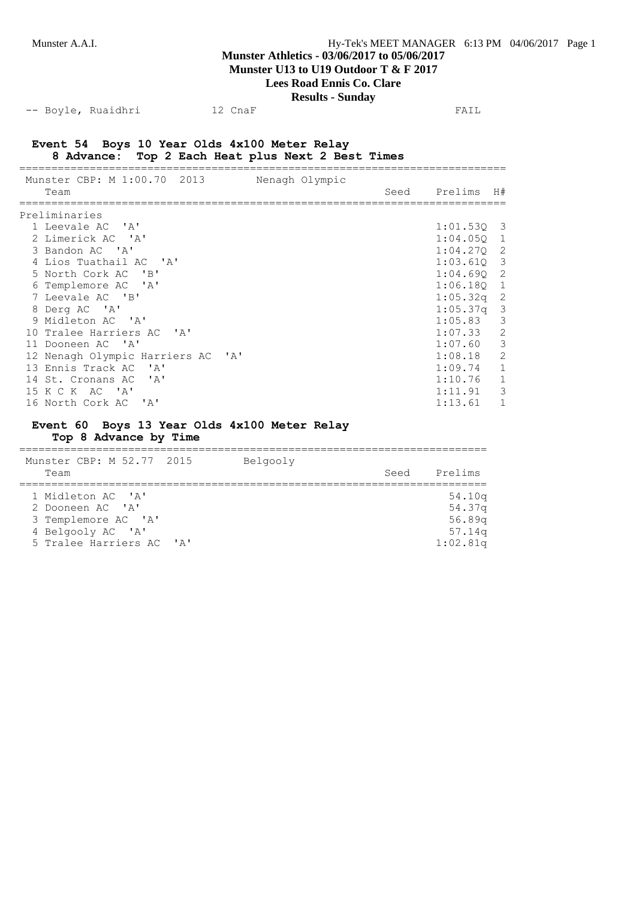-- Boyle, Ruaidhri 12 CnaF FAIL

### Event 54 Boys 10 Year Olds 4x100 Meter Relay
**8 Advance: Top 2 Each Heat plus Next 2 Best Times**

Munster CBP: M 1:00.70 2013 Nenagh Olympic

| | Team | Seed | Prelims | H# |
|---|---|---|---|---|
| Preliminaries | | | | |
| 1 | Leevale AC 'A' | | 1:01.53Q | 3 |
| 2 | Limerick AC 'A' | | 1:04.05Q | 1 |
| 3 | Bandon AC 'A' | | 1:04.27Q | 2 |
| 4 | Lios Tuathail AC 'A' | | 1:03.61Q | 3 |
| 5 | North Cork AC 'B' | | 1:04.69Q | 2 |
| 6 | Templemore AC 'A' | | 1:06.18Q | 1 |
| 7 | Leevale AC 'B' | | 1:05.32q | 2 |
| 8 | Derg AC 'A' | | 1:05.37q | 3 |
| 9 | Midleton AC 'A' | | 1:05.83 | 3 |
| 10 | Tralee Harriers AC 'A' | | 1:07.33 | 2 |
| 11 | Dooneen AC 'A' | | 1:07.60 | 3 |
| 12 | Nenagh Olympic Harriers AC 'A' | | 1:08.18 | 2 |
| 13 | Ennis Track AC 'A' | | 1:09.74 | 1 |
| 14 | St. Cronans AC 'A' | | 1:10.76 | 1 |
| 15 | K C K AC 'A' | | 1:11.91 | 3 |
| 16 | North Cork AC 'A' | | 1:13.61 | 1 |

### Event 60 Boys 13 Year Olds 4x100 Meter Relay
**Top 8 Advance by Time**

Munster CBP: M 52.77 2015 Belgooly

| | Team | Seed | Prelims |
|---|---|---|---|
| 1 | Midleton AC 'A' | | 54.10q |
| 2 | Dooneen AC 'A' | | 54.37q |
| 3 | Templemore AC 'A' | | 56.89q |
| 4 | Belgooly AC 'A' | | 57.14q |
| 5 | Tralee Harriers AC 'A' | | 1:02.81q |